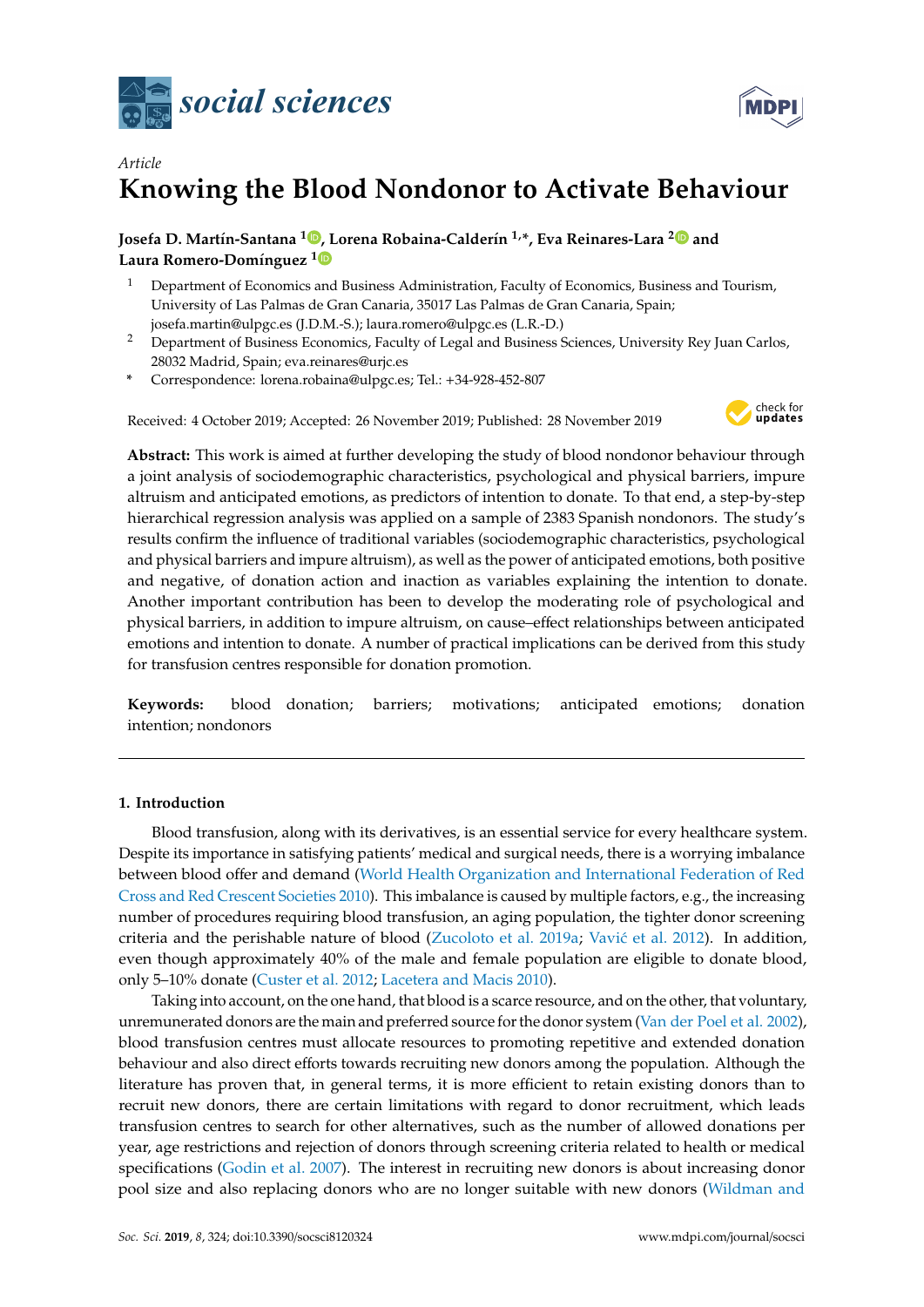*Article*

# Knowing the Blood Nondonor to Activate Behaviour

**Josefa D. Martín-Santana [1], Lorena Robaina-Calderín [1,*], Eva Reinares-Lara [2] and Laura Romero-Domínguez [1]**

[1] Department of Economics and Business Administration, Faculty of Economics, Business and Tourism, University of Las Palmas de Gran Canaria, 35017 Las Palmas de Gran Canaria, Spain; josefa.martin@ulpgc.es (J.D.M.-S.); laura.romero@ulpgc.es (L.R.-D.)

[2] Department of Business Economics, Faculty of Legal and Business Sciences, University Rey Juan Carlos, 28032 Madrid, Spain; eva.reinares@urjc.es

\* Correspondence: lorena.robaina@ulpgc.es; Tel.: +34-928-452-807

Received: 4 October 2019; Accepted: 26 November 2019; Published: 28 November 2019

**Abstract:** This work is aimed at further developing the study of blood nondonor behaviour through a joint analysis of sociodemographic characteristics, psychological and physical barriers, impure altruism and anticipated emotions, as predictors of intention to donate. To that end, a step-by-step hierarchical regression analysis was applied on a sample of 2383 Spanish nondonors. The study's results confirm the influence of traditional variables (sociodemographic characteristics, psychological and physical barriers and impure altruism), as well as the power of anticipated emotions, both positive and negative, of donation action and inaction as variables explaining the intention to donate. Another important contribution has been to develop the moderating role of psychological and physical barriers, in addition to impure altruism, on cause–effect relationships between anticipated emotions and intention to donate. A number of practical implications can be derived from this study for transfusion centres responsible for donation promotion.

**Keywords:** blood donation; barriers; motivations; anticipated emotions; donation intention; nondonors

## 1. Introduction

Blood transfusion, along with its derivatives, is an essential service for every healthcare system. Despite its importance in satisfying patients' medical and surgical needs, there is a worrying imbalance between blood offer and demand (World Health Organization and International Federation of Red Cross and Red Crescent Societies 2010). This imbalance is caused by multiple factors, e.g., the increasing number of procedures requiring blood transfusion, an aging population, the tighter donor screening criteria and the perishable nature of blood (Zucoloto et al. 2019a; Vavić et al. 2012). In addition, even though approximately 40% of the male and female population are eligible to donate blood, only 5–10% donate (Custer et al. 2012; Lacetera and Macis 2010).

Taking into account, on the one hand, that blood is a scarce resource, and on the other, that voluntary, unremunerated donors are the main and preferred source for the donor system (Van der Poel et al. 2002), blood transfusion centres must allocate resources to promoting repetitive and extended donation behaviour and also direct efforts towards recruiting new donors among the population. Although the literature has proven that, in general terms, it is more efficient to retain existing donors than to recruit new donors, there are certain limitations with regard to donor recruitment, which leads transfusion centres to search for other alternatives, such as the number of allowed donations per year, age restrictions and rejection of donors through screening criteria related to health or medical specifications (Godin et al. 2007). The interest in recruiting new donors is about increasing donor pool size and also replacing donors who are no longer suitable with new donors (Wildman and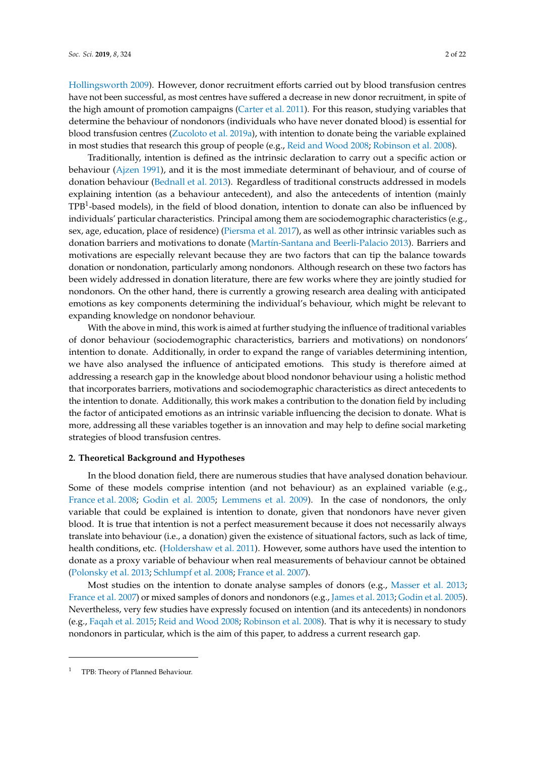Hollingsworth 2009). However, donor recruitment efforts carried out by blood transfusion centres have not been successful, as most centres have suffered a decrease in new donor recruitment, in spite of the high amount of promotion campaigns (Carter et al. 2011). For this reason, studying variables that determine the behaviour of nondonors (individuals who have never donated blood) is essential for blood transfusion centres (Zucoloto et al. 2019a), with intention to donate being the variable explained in most studies that research this group of people (e.g., Reid and Wood 2008; Robinson et al. 2008).

Traditionally, intention is defined as the intrinsic declaration to carry out a specific action or behaviour (Ajzen 1991), and it is the most immediate determinant of behaviour, and of course of donation behaviour (Bednall et al. 2013). Regardless of traditional constructs addressed in models explaining intention (as a behaviour antecedent), and also the antecedents of intention (mainly TPB[1]-based models), in the field of blood donation, intention to donate can also be influenced by individuals' particular characteristics. Principal among them are sociodemographic characteristics (e.g., sex, age, education, place of residence) (Piersma et al. 2017), as well as other intrinsic variables such as donation barriers and motivations to donate (Martín-Santana and Beerli-Palacio 2013). Barriers and motivations are especially relevant because they are two factors that can tip the balance towards donation or nondonation, particularly among nondonors. Although research on these two factors has been widely addressed in donation literature, there are few works where they are jointly studied for nondonors. On the other hand, there is currently a growing research area dealing with anticipated emotions as key components determining the individual's behaviour, which might be relevant to expanding knowledge on nondonor behaviour.

With the above in mind, this work is aimed at further studying the influence of traditional variables of donor behaviour (sociodemographic characteristics, barriers and motivations) on nondonors' intention to donate. Additionally, in order to expand the range of variables determining intention, we have also analysed the influence of anticipated emotions. This study is therefore aimed at addressing a research gap in the knowledge about blood nondonor behaviour using a holistic method that incorporates barriers, motivations and sociodemographic characteristics as direct antecedents to the intention to donate. Additionally, this work makes a contribution to the donation field by including the factor of anticipated emotions as an intrinsic variable influencing the decision to donate. What is more, addressing all these variables together is an innovation and may help to define social marketing strategies of blood transfusion centres.

## 2. Theoretical Background and Hypotheses

In the blood donation field, there are numerous studies that have analysed donation behaviour. Some of these models comprise intention (and not behaviour) as an explained variable (e.g., France et al. 2008; Godin et al. 2005; Lemmens et al. 2009). In the case of nondonors, the only variable that could be explained is intention to donate, given that nondonors have never given blood. It is true that intention is not a perfect measurement because it does not necessarily always translate into behaviour (i.e., a donation) given the existence of situational factors, such as lack of time, health conditions, etc. (Holdershaw et al. 2011). However, some authors have used the intention to donate as a proxy variable of behaviour when real measurements of behaviour cannot be obtained (Polonsky et al. 2013; Schlumpf et al. 2008; France et al. 2007).

Most studies on the intention to donate analyse samples of donors (e.g., Masser et al. 2013; France et al. 2007) or mixed samples of donors and nondonors (e.g., James et al. 2013; Godin et al. 2005). Nevertheless, very few studies have expressly focused on intention (and its antecedents) in nondonors (e.g., Faqah et al. 2015; Reid and Wood 2008; Robinson et al. 2008). That is why it is necessary to study nondonors in particular, which is the aim of this paper, to address a current research gap.

[1] TPB: Theory of Planned Behaviour.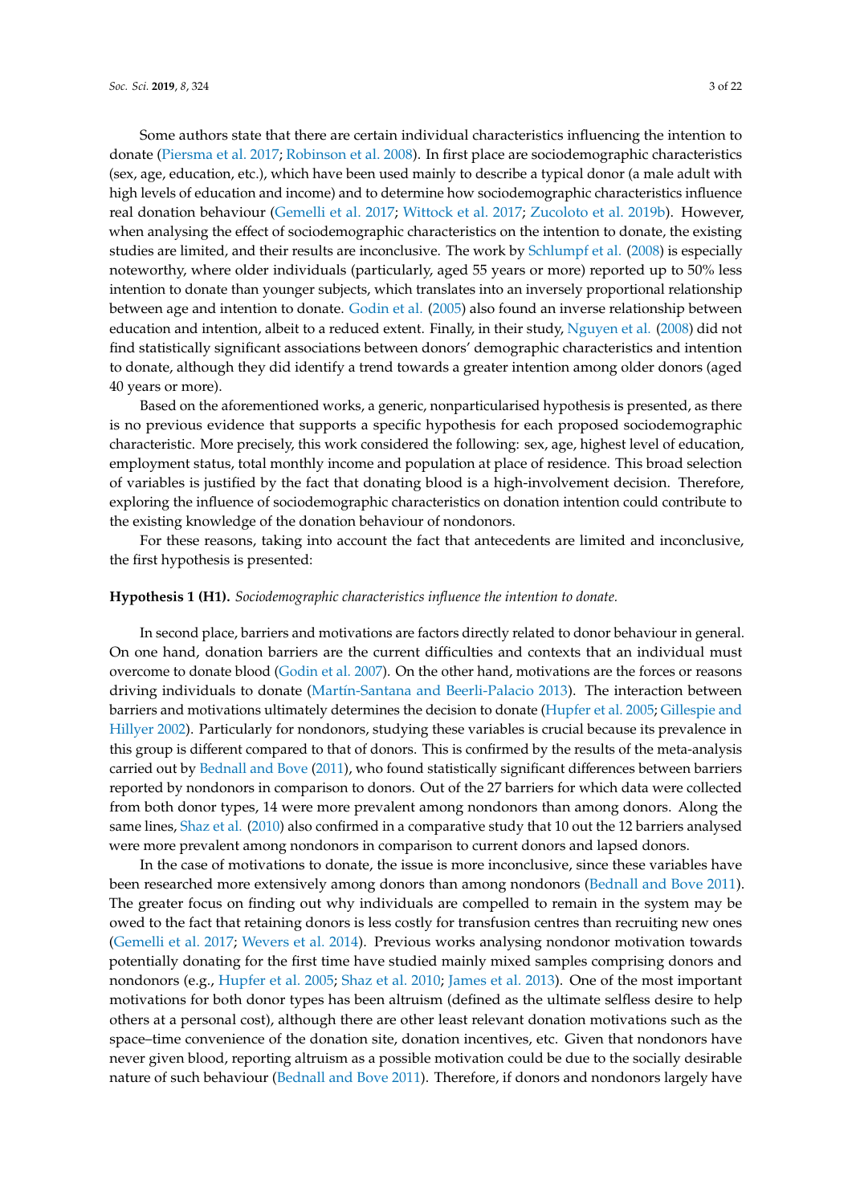Some authors state that there are certain individual characteristics influencing the intention to donate (Piersma et al. 2017; Robinson et al. 2008). In first place are sociodemographic characteristics (sex, age, education, etc.), which have been used mainly to describe a typical donor (a male adult with high levels of education and income) and to determine how sociodemographic characteristics influence real donation behaviour (Gemelli et al. 2017; Wittock et al. 2017; Zucoloto et al. 2019b). However, when analysing the effect of sociodemographic characteristics on the intention to donate, the existing studies are limited, and their results are inconclusive. The work by Schlumpf et al. (2008) is especially noteworthy, where older individuals (particularly, aged 55 years or more) reported up to 50% less intention to donate than younger subjects, which translates into an inversely proportional relationship between age and intention to donate. Godin et al. (2005) also found an inverse relationship between education and intention, albeit to a reduced extent. Finally, in their study, Nguyen et al. (2008) did not find statistically significant associations between donors' demographic characteristics and intention to donate, although they did identify a trend towards a greater intention among older donors (aged 40 years or more).

Based on the aforementioned works, a generic, nonparticularised hypothesis is presented, as there is no previous evidence that supports a specific hypothesis for each proposed sociodemographic characteristic. More precisely, this work considered the following: sex, age, highest level of education, employment status, total monthly income and population at place of residence. This broad selection of variables is justified by the fact that donating blood is a high-involvement decision. Therefore, exploring the influence of sociodemographic characteristics on donation intention could contribute to the existing knowledge of the donation behaviour of nondonors.

For these reasons, taking into account the fact that antecedents are limited and inconclusive, the first hypothesis is presented:

**Hypothesis 1 (H1).** *Sociodemographic characteristics influence the intention to donate.*

In second place, barriers and motivations are factors directly related to donor behaviour in general. On one hand, donation barriers are the current difficulties and contexts that an individual must overcome to donate blood (Godin et al. 2007). On the other hand, motivations are the forces or reasons driving individuals to donate (Martín-Santana and Beerli-Palacio 2013). The interaction between barriers and motivations ultimately determines the decision to donate (Hupfer et al. 2005; Gillespie and Hillyer 2002). Particularly for nondonors, studying these variables is crucial because its prevalence in this group is different compared to that of donors. This is confirmed by the results of the meta-analysis carried out by Bednall and Bove (2011), who found statistically significant differences between barriers reported by nondonors in comparison to donors. Out of the 27 barriers for which data were collected from both donor types, 14 were more prevalent among nondonors than among donors. Along the same lines, Shaz et al. (2010) also confirmed in a comparative study that 10 out the 12 barriers analysed were more prevalent among nondonors in comparison to current donors and lapsed donors.

In the case of motivations to donate, the issue is more inconclusive, since these variables have been researched more extensively among donors than among nondonors (Bednall and Bove 2011). The greater focus on finding out why individuals are compelled to remain in the system may be owed to the fact that retaining donors is less costly for transfusion centres than recruiting new ones (Gemelli et al. 2017; Wevers et al. 2014). Previous works analysing nondonor motivation towards potentially donating for the first time have studied mainly mixed samples comprising donors and nondonors (e.g., Hupfer et al. 2005; Shaz et al. 2010; James et al. 2013). One of the most important motivations for both donor types has been altruism (defined as the ultimate selfless desire to help others at a personal cost), although there are other least relevant donation motivations such as the space–time convenience of the donation site, donation incentives, etc. Given that nondonors have never given blood, reporting altruism as a possible motivation could be due to the socially desirable nature of such behaviour (Bednall and Bove 2011). Therefore, if donors and nondonors largely have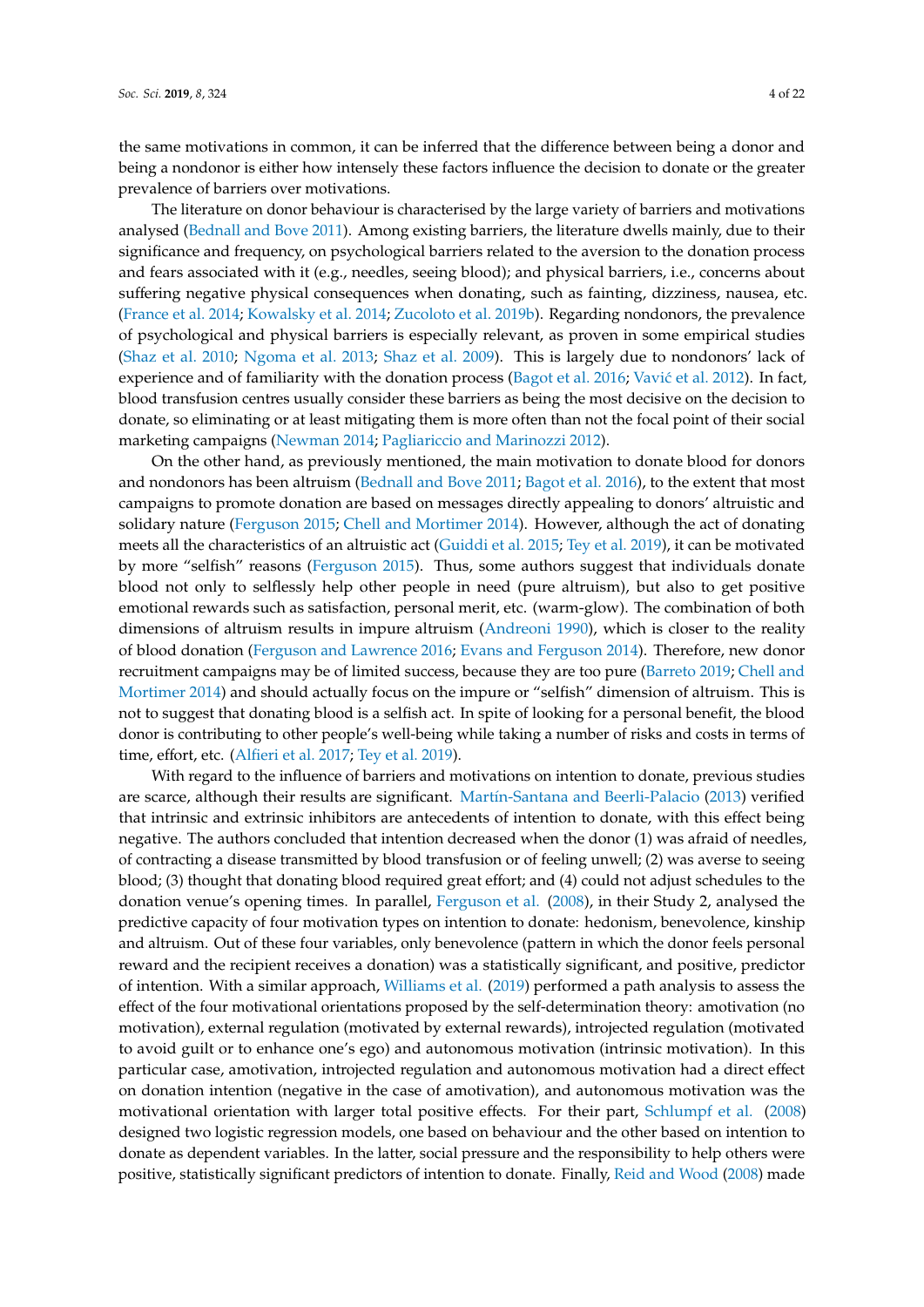the same motivations in common, it can be inferred that the difference between being a donor and being a nondonor is either how intensely these factors influence the decision to donate or the greater prevalence of barriers over motivations.

The literature on donor behaviour is characterised by the large variety of barriers and motivations analysed (Bednall and Bove 2011). Among existing barriers, the literature dwells mainly, due to their significance and frequency, on psychological barriers related to the aversion to the donation process and fears associated with it (e.g., needles, seeing blood); and physical barriers, i.e., concerns about suffering negative physical consequences when donating, such as fainting, dizziness, nausea, etc. (France et al. 2014; Kowalsky et al. 2014; Zucoloto et al. 2019b). Regarding nondonors, the prevalence of psychological and physical barriers is especially relevant, as proven in some empirical studies (Shaz et al. 2010; Ngoma et al. 2013; Shaz et al. 2009). This is largely due to nondonors' lack of experience and of familiarity with the donation process (Bagot et al. 2016; Vavić et al. 2012). In fact, blood transfusion centres usually consider these barriers as being the most decisive on the decision to donate, so eliminating or at least mitigating them is more often than not the focal point of their social marketing campaigns (Newman 2014; Pagliariccio and Marinozzi 2012).

On the other hand, as previously mentioned, the main motivation to donate blood for donors and nondonors has been altruism (Bednall and Bove 2011; Bagot et al. 2016), to the extent that most campaigns to promote donation are based on messages directly appealing to donors' altruistic and solidary nature (Ferguson 2015; Chell and Mortimer 2014). However, although the act of donating meets all the characteristics of an altruistic act (Guiddi et al. 2015; Tey et al. 2019), it can be motivated by more "selfish" reasons (Ferguson 2015). Thus, some authors suggest that individuals donate blood not only to selflessly help other people in need (pure altruism), but also to get positive emotional rewards such as satisfaction, personal merit, etc. (warm-glow). The combination of both dimensions of altruism results in impure altruism (Andreoni 1990), which is closer to the reality of blood donation (Ferguson and Lawrence 2016; Evans and Ferguson 2014). Therefore, new donor recruitment campaigns may be of limited success, because they are too pure (Barreto 2019; Chell and Mortimer 2014) and should actually focus on the impure or "selfish" dimension of altruism. This is not to suggest that donating blood is a selfish act. In spite of looking for a personal benefit, the blood donor is contributing to other people's well-being while taking a number of risks and costs in terms of time, effort, etc. (Alfieri et al. 2017; Tey et al. 2019).

With regard to the influence of barriers and motivations on intention to donate, previous studies are scarce, although their results are significant. Martín-Santana and Beerli-Palacio (2013) verified that intrinsic and extrinsic inhibitors are antecedents of intention to donate, with this effect being negative. The authors concluded that intention decreased when the donor (1) was afraid of needles, of contracting a disease transmitted by blood transfusion or of feeling unwell; (2) was averse to seeing blood; (3) thought that donating blood required great effort; and (4) could not adjust schedules to the donation venue's opening times. In parallel, Ferguson et al. (2008), in their Study 2, analysed the predictive capacity of four motivation types on intention to donate: hedonism, benevolence, kinship and altruism. Out of these four variables, only benevolence (pattern in which the donor feels personal reward and the recipient receives a donation) was a statistically significant, and positive, predictor of intention. With a similar approach, Williams et al. (2019) performed a path analysis to assess the effect of the four motivational orientations proposed by the self-determination theory: amotivation (no motivation), external regulation (motivated by external rewards), introjected regulation (motivated to avoid guilt or to enhance one's ego) and autonomous motivation (intrinsic motivation). In this particular case, amotivation, introjected regulation and autonomous motivation had a direct effect on donation intention (negative in the case of amotivation), and autonomous motivation was the motivational orientation with larger total positive effects. For their part, Schlumpf et al. (2008) designed two logistic regression models, one based on behaviour and the other based on intention to donate as dependent variables. In the latter, social pressure and the responsibility to help others were positive, statistically significant predictors of intention to donate. Finally, Reid and Wood (2008) made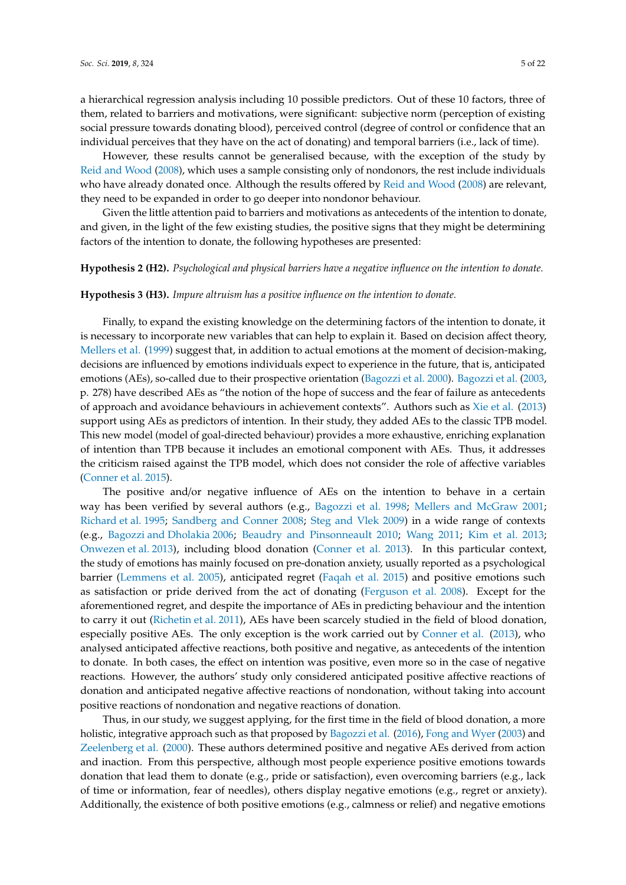a hierarchical regression analysis including 10 possible predictors. Out of these 10 factors, three of them, related to barriers and motivations, were significant: subjective norm (perception of existing social pressure towards donating blood), perceived control (degree of control or confidence that an individual perceives that they have on the act of donating) and temporal barriers (i.e., lack of time).

However, these results cannot be generalised because, with the exception of the study by Reid and Wood (2008), which uses a sample consisting only of nondonors, the rest include individuals who have already donated once. Although the results offered by Reid and Wood (2008) are relevant, they need to be expanded in order to go deeper into nondonor behaviour.

Given the little attention paid to barriers and motivations as antecedents of the intention to donate, and given, in the light of the few existing studies, the positive signs that they might be determining factors of the intention to donate, the following hypotheses are presented:

**Hypothesis 2 (H2).** *Psychological and physical barriers have a negative influence on the intention to donate.*

**Hypothesis 3 (H3).** *Impure altruism has a positive influence on the intention to donate.*

Finally, to expand the existing knowledge on the determining factors of the intention to donate, it is necessary to incorporate new variables that can help to explain it. Based on decision affect theory, Mellers et al. (1999) suggest that, in addition to actual emotions at the moment of decision-making, decisions are influenced by emotions individuals expect to experience in the future, that is, anticipated emotions (AEs), so-called due to their prospective orientation (Bagozzi et al. 2000). Bagozzi et al. (2003, p. 278) have described AEs as "the notion of the hope of success and the fear of failure as antecedents of approach and avoidance behaviours in achievement contexts". Authors such as Xie et al. (2013) support using AEs as predictors of intention. In their study, they added AEs to the classic TPB model. This new model (model of goal-directed behaviour) provides a more exhaustive, enriching explanation of intention than TPB because it includes an emotional component with AEs. Thus, it addresses the criticism raised against the TPB model, which does not consider the role of affective variables (Conner et al. 2015).

The positive and/or negative influence of AEs on the intention to behave in a certain way has been verified by several authors (e.g., Bagozzi et al. 1998; Mellers and McGraw 2001; Richard et al. 1995; Sandberg and Conner 2008; Steg and Vlek 2009) in a wide range of contexts (e.g., Bagozzi and Dholakia 2006; Beaudry and Pinsonneault 2010; Wang 2011; Kim et al. 2013; Onwezen et al. 2013), including blood donation (Conner et al. 2013). In this particular context, the study of emotions has mainly focused on pre-donation anxiety, usually reported as a psychological barrier (Lemmens et al. 2005), anticipated regret (Faqah et al. 2015) and positive emotions such as satisfaction or pride derived from the act of donating (Ferguson et al. 2008). Except for the aforementioned regret, and despite the importance of AEs in predicting behaviour and the intention to carry it out (Richetin et al. 2011), AEs have been scarcely studied in the field of blood donation, especially positive AEs. The only exception is the work carried out by Conner et al. (2013), who analysed anticipated affective reactions, both positive and negative, as antecedents of the intention to donate. In both cases, the effect on intention was positive, even more so in the case of negative reactions. However, the authors' study only considered anticipated positive affective reactions of donation and anticipated negative affective reactions of nondonation, without taking into account positive reactions of nondonation and negative reactions of donation.

Thus, in our study, we suggest applying, for the first time in the field of blood donation, a more holistic, integrative approach such as that proposed by Bagozzi et al. (2016), Fong and Wyer (2003) and Zeelenberg et al. (2000). These authors determined positive and negative AEs derived from action and inaction. From this perspective, although most people experience positive emotions towards donation that lead them to donate (e.g., pride or satisfaction), even overcoming barriers (e.g., lack of time or information, fear of needles), others display negative emotions (e.g., regret or anxiety). Additionally, the existence of both positive emotions (e.g., calmness or relief) and negative emotions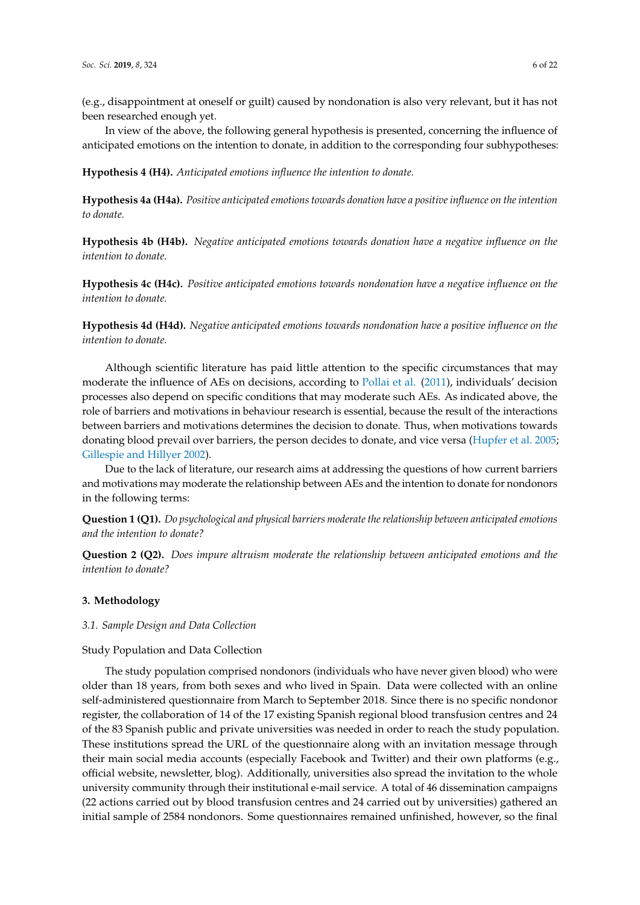(e.g., disappointment at oneself or guilt) caused by nondonation is also very relevant, but it has not been researched enough yet.

In view of the above, the following general hypothesis is presented, concerning the influence of anticipated emotions on the intention to donate, in addition to the corresponding four subhypotheses:

**Hypothesis 4 (H4).** *Anticipated emotions influence the intention to donate.*

**Hypothesis 4a (H4a).** *Positive anticipated emotions towards donation have a positive influence on the intention to donate.*

**Hypothesis 4b (H4b).** *Negative anticipated emotions towards donation have a negative influence on the intention to donate.*

**Hypothesis 4c (H4c).** *Positive anticipated emotions towards nondonation have a negative influence on the intention to donate.*

**Hypothesis 4d (H4d).** *Negative anticipated emotions towards nondonation have a positive influence on the intention to donate.*

Although scientific literature has paid little attention to the specific circumstances that may moderate the influence of AEs on decisions, according to Pollai et al. (2011), individuals' decision processes also depend on specific conditions that may moderate such AEs. As indicated above, the role of barriers and motivations in behaviour research is essential, because the result of the interactions between barriers and motivations determines the decision to donate. Thus, when motivations towards donating blood prevail over barriers, the person decides to donate, and vice versa (Hupfer et al. 2005; Gillespie and Hillyer 2002).

Due to the lack of literature, our research aims at addressing the questions of how current barriers and motivations may moderate the relationship between AEs and the intention to donate for nondonors in the following terms:

**Question 1 (Q1).** *Do psychological and physical barriers moderate the relationship between anticipated emotions and the intention to donate?*

**Question 2 (Q2).** *Does impure altruism moderate the relationship between anticipated emotions and the intention to donate?*

## 3. Methodology

### 3.1. Sample Design and Data Collection

Study Population and Data Collection

The study population comprised nondonors (individuals who have never given blood) who were older than 18 years, from both sexes and who lived in Spain. Data were collected with an online self-administered questionnaire from March to September 2018. Since there is no specific nondonor register, the collaboration of 14 of the 17 existing Spanish regional blood transfusion centres and 24 of the 83 Spanish public and private universities was needed in order to reach the study population. These institutions spread the URL of the questionnaire along with an invitation message through their main social media accounts (especially Facebook and Twitter) and their own platforms (e.g., official website, newsletter, blog). Additionally, universities also spread the invitation to the whole university community through their institutional e-mail service. A total of 46 dissemination campaigns (22 actions carried out by blood transfusion centres and 24 carried out by universities) gathered an initial sample of 2584 nondonors. Some questionnaires remained unfinished, however, so the final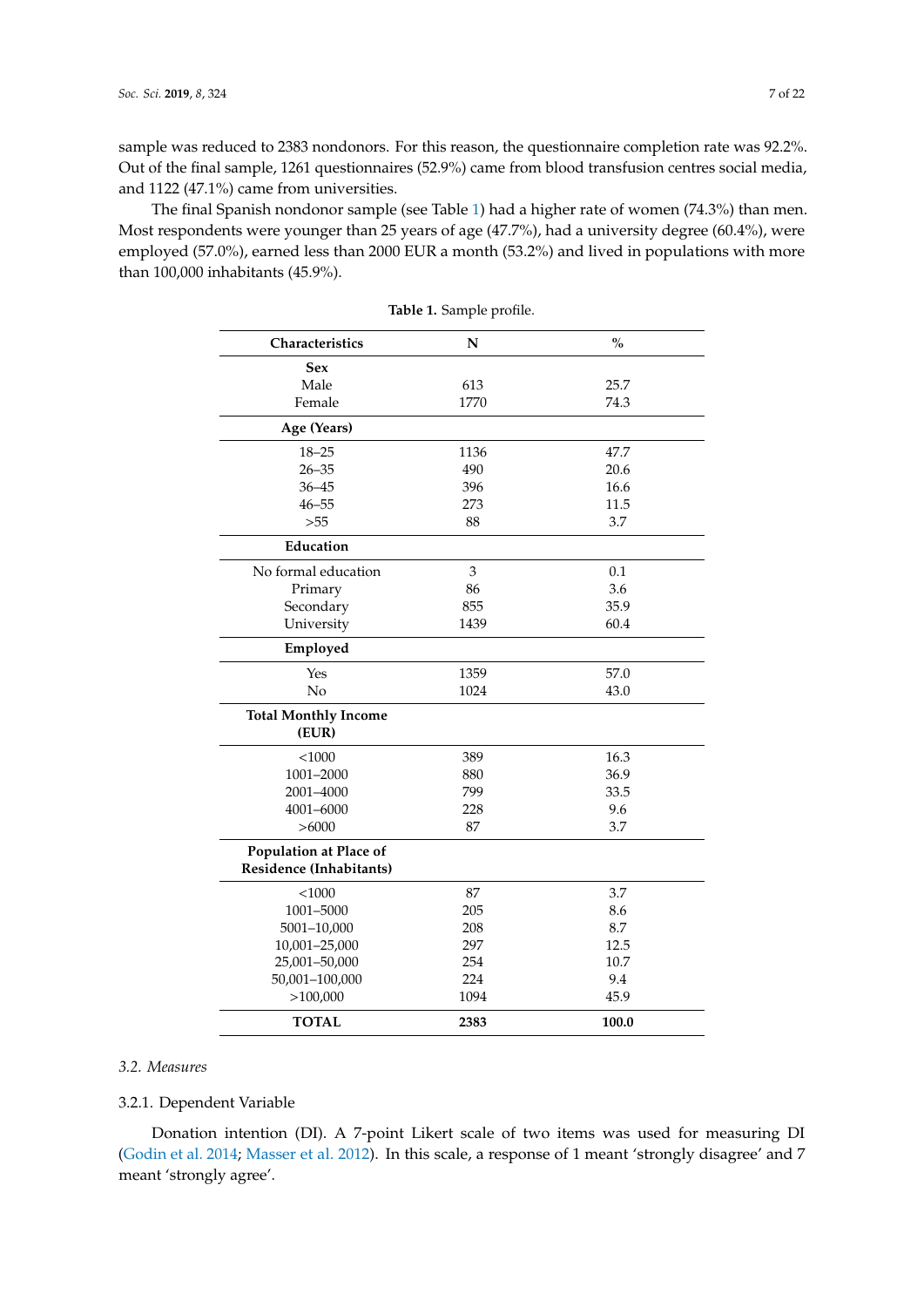sample was reduced to 2383 nondonors. For this reason, the questionnaire completion rate was 92.2%. Out of the final sample, 1261 questionnaires (52.9%) came from blood transfusion centres social media, and 1122 (47.1%) came from universities.

The final Spanish nondonor sample (see Table 1) had a higher rate of women (74.3%) than men. Most respondents were younger than 25 years of age (47.7%), had a university degree (60.4%), were employed (57.0%), earned less than 2000 EUR a month (53.2%) and lived in populations with more than 100,000 inhabitants (45.9%).

**Table 1.** Sample profile.

| Characteristics | N | % |
|---|---|---|
| **Sex** | | |
| Male | 613 | 25.7 |
| Female | 1770 | 74.3 |
| **Age (Years)** | | |
| 18–25 | 1136 | 47.7 |
| 26–35 | 490 | 20.6 |
| 36–45 | 396 | 16.6 |
| 46–55 | 273 | 11.5 |
| >55 | 88 | 3.7 |
| **Education** | | |
| No formal education | 3 | 0.1 |
| Primary | 86 | 3.6 |
| Secondary | 855 | 35.9 |
| University | 1439 | 60.4 |
| **Employed** | | |
| Yes | 1359 | 57.0 |
| No | 1024 | 43.0 |
| **Total Monthly Income (EUR)** | | |
| <1000 | 389 | 16.3 |
| 1001–2000 | 880 | 36.9 |
| 2001–4000 | 799 | 33.5 |
| 4001–6000 | 228 | 9.6 |
| >6000 | 87 | 3.7 |
| **Population at Place of Residence (Inhabitants)** | | |
| <1000 | 87 | 3.7 |
| 1001–5000 | 205 | 8.6 |
| 5001–10,000 | 208 | 8.7 |
| 10,001–25,000 | 297 | 12.5 |
| 25,001–50,000 | 254 | 10.7 |
| 50,001–100,000 | 224 | 9.4 |
| >100,000 | 1094 | 45.9 |
| **TOTAL** | **2383** | **100.0** |

### 3.2. Measures

#### 3.2.1. Dependent Variable

Donation intention (DI). A 7-point Likert scale of two items was used for measuring DI (Godin et al. 2014; Masser et al. 2012). In this scale, a response of 1 meant 'strongly disagree' and 7 meant 'strongly agree'.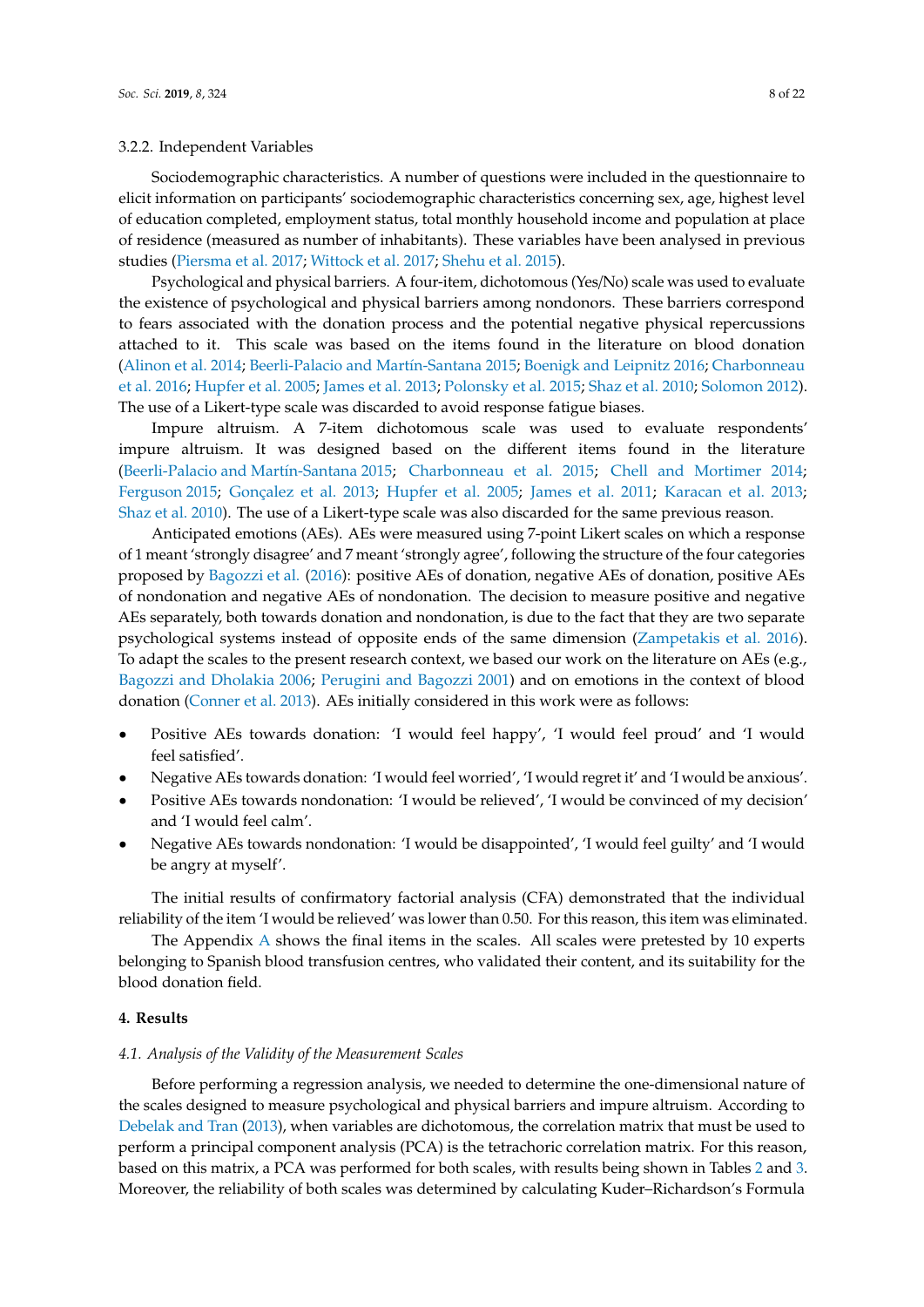#### 3.2.2. Independent Variables

Sociodemographic characteristics. A number of questions were included in the questionnaire to elicit information on participants' sociodemographic characteristics concerning sex, age, highest level of education completed, employment status, total monthly household income and population at place of residence (measured as number of inhabitants). These variables have been analysed in previous studies (Piersma et al. 2017; Wittock et al. 2017; Shehu et al. 2015).

Psychological and physical barriers. A four-item, dichotomous (Yes/No) scale was used to evaluate the existence of psychological and physical barriers among nondonors. These barriers correspond to fears associated with the donation process and the potential negative physical repercussions attached to it. This scale was based on the items found in the literature on blood donation (Alinon et al. 2014; Beerli-Palacio and Martín-Santana 2015; Boenigk and Leipnitz 2016; Charbonneau et al. 2016; Hupfer et al. 2005; James et al. 2013; Polonsky et al. 2015; Shaz et al. 2010; Solomon 2012). The use of a Likert-type scale was discarded to avoid response fatigue biases.

Impure altruism. A 7-item dichotomous scale was used to evaluate respondents' impure altruism. It was designed based on the different items found in the literature (Beerli-Palacio and Martín-Santana 2015; Charbonneau et al. 2015; Chell and Mortimer 2014; Ferguson 2015; Gonçalez et al. 2013; Hupfer et al. 2005; James et al. 2011; Karacan et al. 2013; Shaz et al. 2010). The use of a Likert-type scale was also discarded for the same previous reason.

Anticipated emotions (AEs). AEs were measured using 7-point Likert scales on which a response of 1 meant 'strongly disagree' and 7 meant 'strongly agree', following the structure of the four categories proposed by Bagozzi et al. (2016): positive AEs of donation, negative AEs of donation, positive AEs of nondonation and negative AEs of nondonation. The decision to measure positive and negative AEs separately, both towards donation and nondonation, is due to the fact that they are two separate psychological systems instead of opposite ends of the same dimension (Zampetakis et al. 2016). To adapt the scales to the present research context, we based our work on the literature on AEs (e.g., Bagozzi and Dholakia 2006; Perugini and Bagozzi 2001) and on emotions in the context of blood donation (Conner et al. 2013). AEs initially considered in this work were as follows:

- Positive AEs towards donation: 'I would feel happy', 'I would feel proud' and 'I would feel satisfied'.
- Negative AEs towards donation: 'I would feel worried', 'I would regret it' and 'I would be anxious'.
- Positive AEs towards nondonation: 'I would be relieved', 'I would be convinced of my decision' and 'I would feel calm'.
- Negative AEs towards nondonation: 'I would be disappointed', 'I would feel guilty' and 'I would be angry at myself'.

The initial results of confirmatory factorial analysis (CFA) demonstrated that the individual reliability of the item 'I would be relieved' was lower than 0.50. For this reason, this item was eliminated.

The Appendix A shows the final items in the scales. All scales were pretested by 10 experts belonging to Spanish blood transfusion centres, who validated their content, and its suitability for the blood donation field.

## 4. Results

### 4.1. Analysis of the Validity of the Measurement Scales

Before performing a regression analysis, we needed to determine the one-dimensional nature of the scales designed to measure psychological and physical barriers and impure altruism. According to Debelak and Tran (2013), when variables are dichotomous, the correlation matrix that must be used to perform a principal component analysis (PCA) is the tetrachoric correlation matrix. For this reason, based on this matrix, a PCA was performed for both scales, with results being shown in Tables 2 and 3. Moreover, the reliability of both scales was determined by calculating Kuder–Richardson's Formula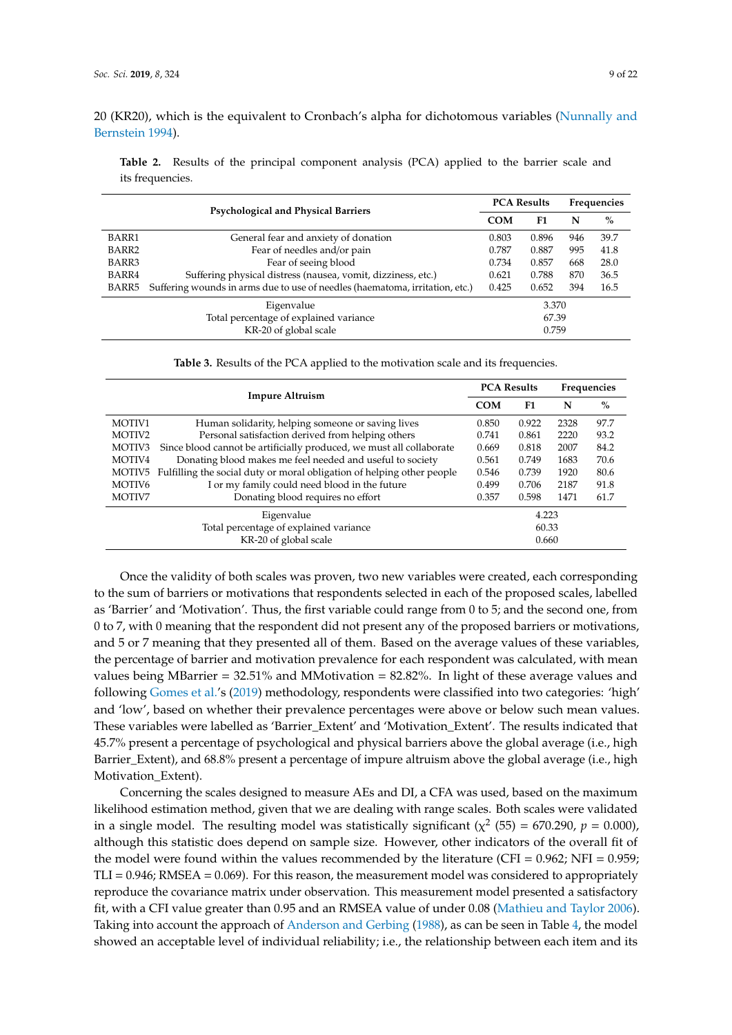20 (KR20), which is the equivalent to Cronbach's alpha for dichotomous variables (Nunnally and Bernstein 1994).

**Table 2.** Results of the principal component analysis (PCA) applied to the barrier scale and its frequencies.

| Psychological and Physical Barriers | | PCA Results | | Frequencies | |
|---|---|---|---|---|---|
| | | **COM** | **F1** | **N** | **%** |
| BARR1 | General fear and anxiety of donation | 0.803 | 0.896 | 946 | 39.7 |
| BARR2 | Fear of needles and/or pain | 0.787 | 0.887 | 995 | 41.8 |
| BARR3 | Fear of seeing blood | 0.734 | 0.857 | 668 | 28.0 |
| BARR4 | Suffering physical distress (nausea, vomit, dizziness, etc.) | 0.621 | 0.788 | 870 | 36.5 |
| BARR5 | Suffering wounds in arms due to use of needles (haematoma, irritation, etc.) | 0.425 | 0.652 | 394 | 16.5 |
| Eigenvalue | | 3.370 | | | |
| Total percentage of explained variance | | 67.39 | | | |
| KR-20 of global scale | | 0.759 | | | |

**Table 3.** Results of the PCA applied to the motivation scale and its frequencies.

| Impure Altruism | | PCA Results | | Frequencies | |
|---|---|---|---|---|---|
| | | **COM** | **F1** | **N** | **%** |
| MOTIV1 | Human solidarity, helping someone or saving lives | 0.850 | 0.922 | 2328 | 97.7 |
| MOTIV2 | Personal satisfaction derived from helping others | 0.741 | 0.861 | 2220 | 93.2 |
| MOTIV3 | Since blood cannot be artificially produced, we must all collaborate | 0.669 | 0.818 | 2007 | 84.2 |
| MOTIV4 | Donating blood makes me feel needed and useful to society | 0.561 | 0.749 | 1683 | 70.6 |
| MOTIV5 | Fulfilling the social duty or moral obligation of helping other people | 0.546 | 0.739 | 1920 | 80.6 |
| MOTIV6 | I or my family could need blood in the future | 0.499 | 0.706 | 2187 | 91.8 |
| MOTIV7 | Donating blood requires no effort | 0.357 | 0.598 | 1471 | 61.7 |
| Eigenvalue | | 4.223 | | | |
| Total percentage of explained variance | | 60.33 | | | |
| KR-20 of global scale | | 0.660 | | | |

Once the validity of both scales was proven, two new variables were created, each corresponding to the sum of barriers or motivations that respondents selected in each of the proposed scales, labelled as 'Barrier' and 'Motivation'. Thus, the first variable could range from 0 to 5; and the second one, from 0 to 7, with 0 meaning that the respondent did not present any of the proposed barriers or motivations, and 5 or 7 meaning that they presented all of them. Based on the average values of these variables, the percentage of barrier and motivation prevalence for each respondent was calculated, with mean values being MBarrier = 32.51% and MMotivation = 82.82%. In light of these average values and following Gomes et al.'s (2019) methodology, respondents were classified into two categories: 'high' and 'low', based on whether their prevalence percentages were above or below such mean values. These variables were labelled as 'Barrier_Extent' and 'Motivation_Extent'. The results indicated that 45.7% present a percentage of psychological and physical barriers above the global average (i.e., high Barrier_Extent), and 68.8% present a percentage of impure altruism above the global average (i.e., high Motivation_Extent).

Concerning the scales designed to measure AEs and DI, a CFA was used, based on the maximum likelihood estimation method, given that we are dealing with range scales. Both scales were validated in a single model. The resulting model was statistically significant ($\chi^2$ (55) = 670.290, $p$ = 0.000), although this statistic does depend on sample size. However, other indicators of the overall fit of the model were found within the values recommended by the literature (CFI = 0.962; NFI = 0.959; TLI = 0.946; RMSEA = 0.069). For this reason, the measurement model was considered to appropriately reproduce the covariance matrix under observation. This measurement model presented a satisfactory fit, with a CFI value greater than 0.95 and an RMSEA value of under 0.08 (Mathieu and Taylor 2006). Taking into account the approach of Anderson and Gerbing (1988), as can be seen in Table 4, the model showed an acceptable level of individual reliability; i.e., the relationship between each item and its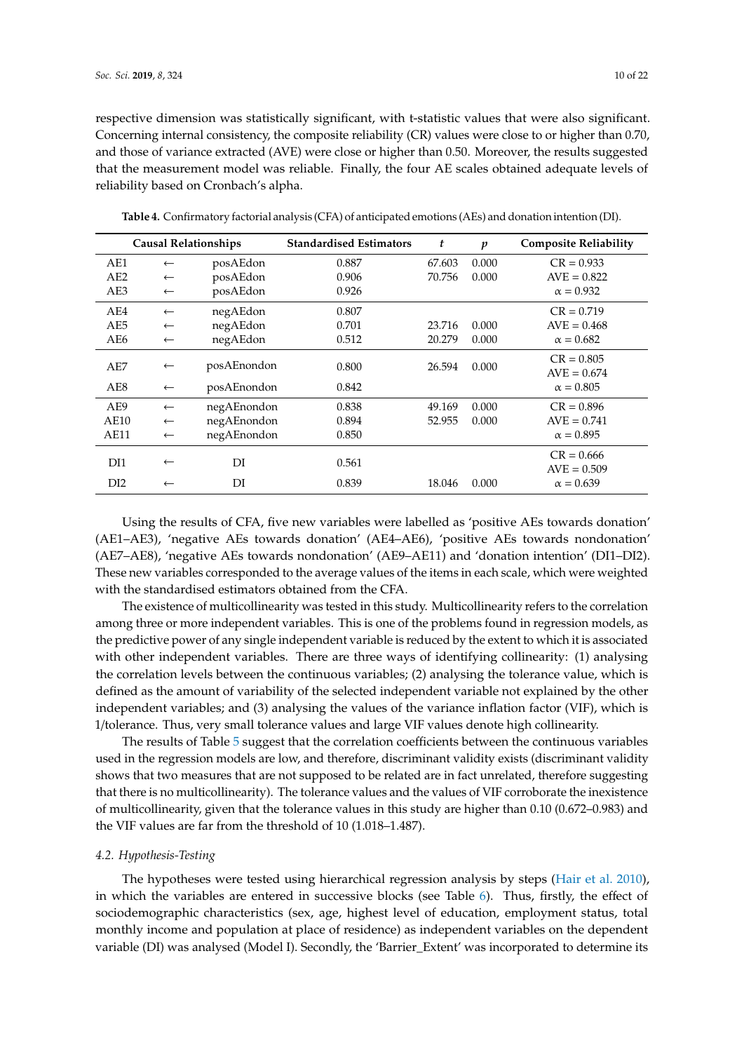respective dimension was statistically significant, with t-statistic values that were also significant. Concerning internal consistency, the composite reliability (CR) values were close to or higher than 0.70, and those of variance extracted (AVE) were close or higher than 0.50. Moreover, the results suggested that the measurement model was reliable. Finally, the four AE scales obtained adequate levels of reliability based on Cronbach's alpha.

**Table 4.** Confirmatory factorial analysis (CFA) of anticipated emotions (AEs) and donation intention (DI).

| Causal Relationships | | | Standardised Estimators | *t* | *p* | Composite Reliability |
|---|---|---|---|---|---|---|
| AE1 | ← | posAEdon | 0.887 | 67.603 | 0.000 | CR = 0.933 |
| AE2 | ← | posAEdon | 0.906 | 70.756 | 0.000 | AVE = 0.822 |
| AE3 | ← | posAEdon | 0.926 | | | α = 0.932 |
| AE4 | ← | negAEdon | 0.807 | | | CR = 0.719 |
| AE5 | ← | negAEdon | 0.701 | 23.716 | 0.000 | AVE = 0.468 |
| AE6 | ← | negAEdon | 0.512 | 20.279 | 0.000 | α = 0.682 |
| AE7 | ← | posAEnondon | 0.800 | 26.594 | 0.000 | CR = 0.805<br>AVE = 0.674 |
| AE8 | ← | posAEnondon | 0.842 | | | α = 0.805 |
| AE9 | ← | negAEnondon | 0.838 | 49.169 | 0.000 | CR = 0.896 |
| AE10 | ← | negAEnondon | 0.894 | 52.955 | 0.000 | AVE = 0.741 |
| AE11 | ← | negAEnondon | 0.850 | | | α = 0.895 |
| DI1 | ← | DI | 0.561 | | | CR = 0.666<br>AVE = 0.509 |
| DI2 | ← | DI | 0.839 | 18.046 | 0.000 | α = 0.639 |

Using the results of CFA, five new variables were labelled as 'positive AEs towards donation' (AE1–AE3), 'negative AEs towards donation' (AE4–AE6), 'positive AEs towards nondonation' (AE7–AE8), 'negative AEs towards nondonation' (AE9–AE11) and 'donation intention' (DI1–DI2). These new variables corresponded to the average values of the items in each scale, which were weighted with the standardised estimators obtained from the CFA.

The existence of multicollinearity was tested in this study. Multicollinearity refers to the correlation among three or more independent variables. This is one of the problems found in regression models, as the predictive power of any single independent variable is reduced by the extent to which it is associated with other independent variables. There are three ways of identifying collinearity: (1) analysing the correlation levels between the continuous variables; (2) analysing the tolerance value, which is defined as the amount of variability of the selected independent variable not explained by the other independent variables; and (3) analysing the values of the variance inflation factor (VIF), which is 1/tolerance. Thus, very small tolerance values and large VIF values denote high collinearity.

The results of Table 5 suggest that the correlation coefficients between the continuous variables used in the regression models are low, and therefore, discriminant validity exists (discriminant validity shows that two measures that are not supposed to be related are in fact unrelated, therefore suggesting that there is no multicollinearity). The tolerance values and the values of VIF corroborate the inexistence of multicollinearity, given that the tolerance values in this study are higher than 0.10 (0.672–0.983) and the VIF values are far from the threshold of 10 (1.018–1.487).

### *4.2. Hypothesis-Testing*

The hypotheses were tested using hierarchical regression analysis by steps (Hair et al. 2010), in which the variables are entered in successive blocks (see Table 6). Thus, firstly, the effect of sociodemographic characteristics (sex, age, highest level of education, employment status, total monthly income and population at place of residence) as independent variables on the dependent variable (DI) was analysed (Model I). Secondly, the 'Barrier_Extent' was incorporated to determine its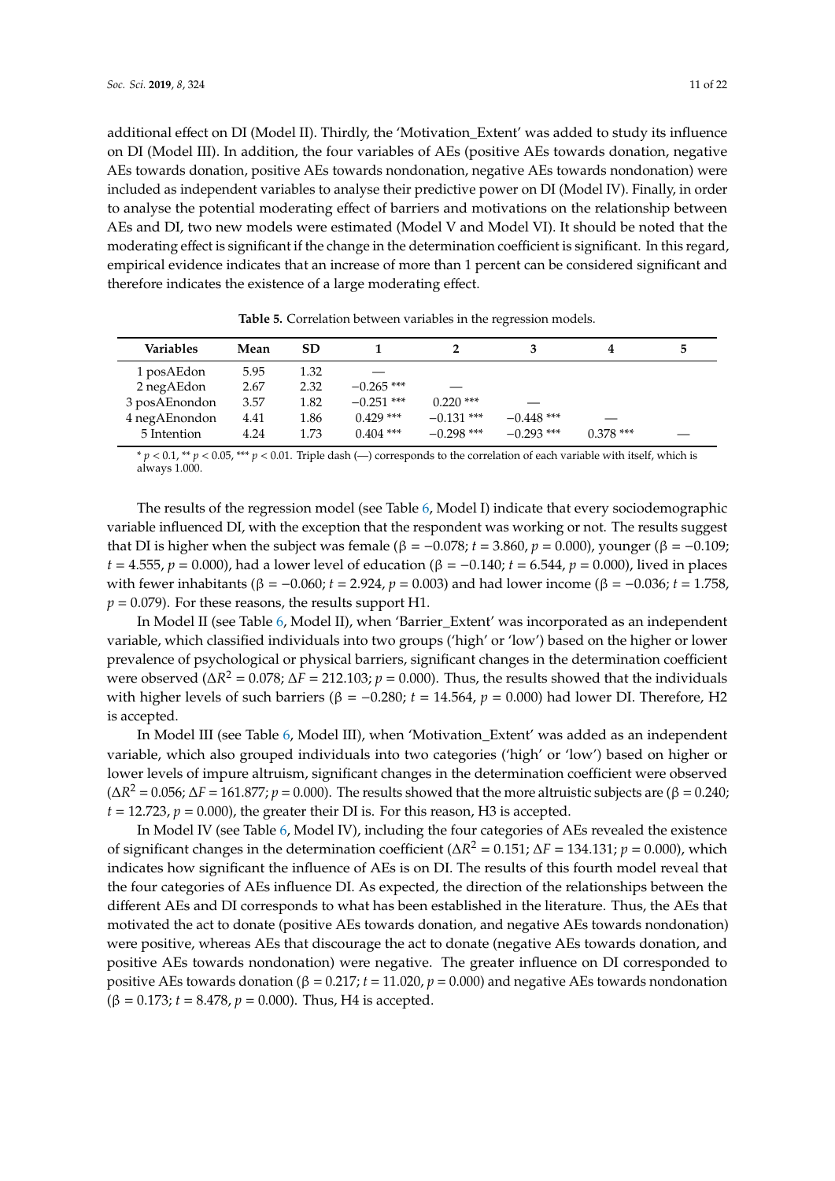additional effect on DI (Model II). Thirdly, the 'Motivation_Extent' was added to study its influence on DI (Model III). In addition, the four variables of AEs (positive AEs towards donation, negative AEs towards donation, positive AEs towards nondonation, negative AEs towards nondonation) were included as independent variables to analyse their predictive power on DI (Model IV). Finally, in order to analyse the potential moderating effect of barriers and motivations on the relationship between AEs and DI, two new models were estimated (Model V and Model VI). It should be noted that the moderating effect is significant if the change in the determination coefficient is significant. In this regard, empirical evidence indicates that an increase of more than 1 percent can be considered significant and therefore indicates the existence of a large moderating effect.

**Table 5.** Correlation between variables in the regression models.

| Variables | Mean | SD | 1 | 2 | 3 | 4 | 5 |
|---|---|---|---|---|---|---|---|
| 1 posAEdon | 5.95 | 1.32 | — | | | | |
| 2 negAEdon | 2.67 | 2.32 | −0.265 *** | — | | | |
| 3 posAEnondon | 3.57 | 1.82 | −0.251 *** | 0.220 *** | — | | |
| 4 negAEnondon | 4.41 | 1.86 | 0.429 *** | −0.131 *** | −0.448 *** | — | |
| 5 Intention | 4.24 | 1.73 | 0.404 *** | −0.298 *** | −0.293 *** | 0.378 *** | — |

* $p < 0.1$, ** $p < 0.05$, *** $p < 0.01$. Triple dash (—) corresponds to the correlation of each variable with itself, which is always 1.000.

The results of the regression model (see Table 6, Model I) indicate that every sociodemographic variable influenced DI, with the exception that the respondent was working or not. The results suggest that DI is higher when the subject was female (β = −0.078; $t$ = 3.860, $p$ = 0.000), younger (β = −0.109; $t$ = 4.555, $p$ = 0.000), had a lower level of education (β = −0.140; $t$ = 6.544, $p$ = 0.000), lived in places with fewer inhabitants (β = −0.060; $t$ = 2.924, $p$ = 0.003) and had lower income (β = −0.036; $t$ = 1.758, $p$ = 0.079). For these reasons, the results support H1.

In Model II (see Table 6, Model II), when 'Barrier_Extent' was incorporated as an independent variable, which classified individuals into two groups ('high' or 'low') based on the higher or lower prevalence of psychological or physical barriers, significant changes in the determination coefficient were observed ($\Delta R^2$ = 0.078; $\Delta F$ = 212.103; $p$ = 0.000). Thus, the results showed that the individuals with higher levels of such barriers (β = −0.280; $t$ = 14.564, $p$ = 0.000) had lower DI. Therefore, H2 is accepted.

In Model III (see Table 6, Model III), when 'Motivation_Extent' was added as an independent variable, which also grouped individuals into two categories ('high' or 'low') based on higher or lower levels of impure altruism, significant changes in the determination coefficient were observed ($\Delta R^2$ = 0.056; $\Delta F$ = 161.877; $p$ = 0.000). The results showed that the more altruistic subjects are (β = 0.240; $t$ = 12.723, $p$ = 0.000), the greater their DI is. For this reason, H3 is accepted.

In Model IV (see Table 6, Model IV), including the four categories of AEs revealed the existence of significant changes in the determination coefficient ($\Delta R^2$ = 0.151; $\Delta F$ = 134.131; $p$ = 0.000), which indicates how significant the influence of AEs is on DI. The results of this fourth model reveal that the four categories of AEs influence DI. As expected, the direction of the relationships between the different AEs and DI corresponds to what has been established in the literature. Thus, the AEs that motivated the act to donate (positive AEs towards donation, and negative AEs towards nondonation) were positive, whereas AEs that discourage the act to donate (negative AEs towards donation, and positive AEs towards nondonation) were negative. The greater influence on DI corresponded to positive AEs towards donation (β = 0.217; $t$ = 11.020, $p$ = 0.000) and negative AEs towards nondonation (β = 0.173; $t$ = 8.478, $p$ = 0.000). Thus, H4 is accepted.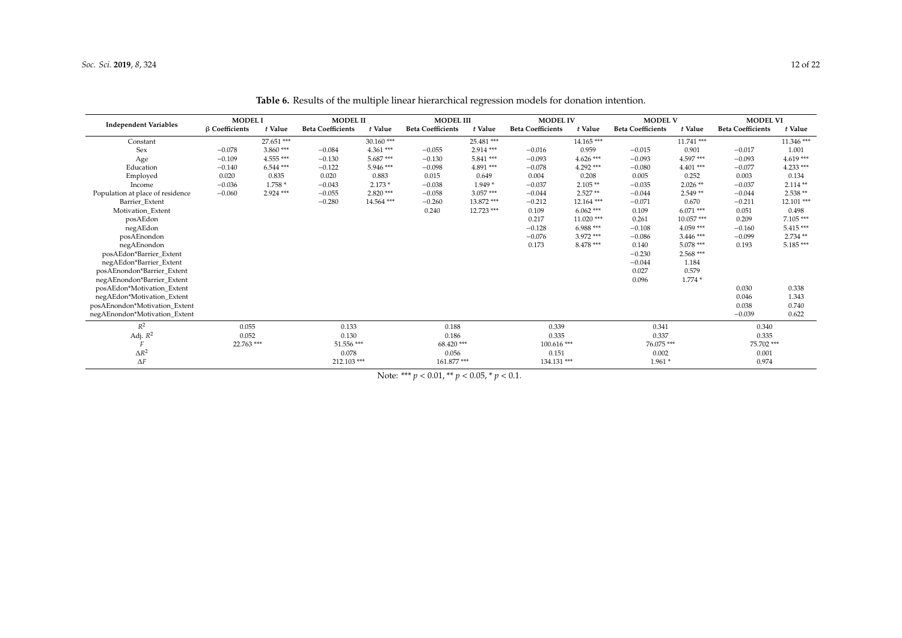**Table 6.** Results of the multiple linear hierarchical regression models for donation intention.

| Independent Variables | MODEL I | | MODEL II | | MODEL III | | MODEL IV | | MODEL V | | MODEL VI | |
|---|---|---|---|---|---|---|---|---|---|---|---|---|
| | β Coefficients | *t* Value | Beta Coefficients | *t* Value | Beta Coefficients | *t* Value | Beta Coefficients | *t* Value | Beta Coefficients | *t* Value | Beta Coefficients | *t* Value |
| Constant | | 27.651 *** | | 30.160 *** | | 25.481 *** | | 14.165 *** | | 11.741 *** | | 11.346 *** |
| Sex | −0.078 | 3.860 *** | −0.084 | 4.361 *** | −0.055 | 2.914 *** | −0.016 | 0.959 | −0.015 | 0.901 | −0.017 | 1.001 |
| Age | −0.109 | 4.555 *** | −0.130 | 5.687 *** | −0.130 | 5.841 *** | −0.093 | 4.626 *** | −0.093 | 4.597 *** | −0.093 | 4.619 *** |
| Education | −0.140 | 6.544 *** | −0.122 | 5.946 *** | −0.098 | 4.891 *** | −0.078 | 4.292 *** | −0.080 | 4.401 *** | −0.077 | 4.233 *** |
| Employed | 0.020 | 0.835 | 0.020 | 0.883 | 0.015 | 0.649 | 0.004 | 0.208 | 0.005 | 0.252 | 0.003 | 0.134 |
| Income | −0.036 | 1.758 * | −0.043 | 2.173 * | −0.038 | 1.949 * | −0.037 | 2.105 ** | −0.035 | 2.026 ** | −0.037 | 2.114 ** |
| Population at place of residence | −0.060 | 2.924 *** | −0.055 | 2.820 *** | −0.058 | 3.057 *** | −0.044 | 2.527 ** | −0.044 | 2.549 ** | −0.044 | 2.538 ** |
| Barrier_Extent | | | −0.280 | 14.564 *** | −0.260 | 13.872 *** | −0.212 | 12.164 *** | −0.071 | 0.670 | −0.211 | 12.101 *** |
| Motivation_Extent | | | | | 0.240 | 12.723 *** | 0.109 | 6.062 *** | 0.109 | 6.071 *** | 0.051 | 0.498 |
| posAEdon | | | | | | | 0.217 | 11.020 *** | 0.261 | 10.057 *** | 0.209 | 7.105 *** |
| negAEdon | | | | | | | −0.128 | 6.988 *** | −0.108 | 4.059 *** | −0.160 | 5.415 *** |
| posAEnondon | | | | | | | −0.076 | 3.972 *** | −0.086 | 3.446 *** | −0.099 | 2.734 ** |
| negAEnondon | | | | | | | 0.173 | 8.478 *** | 0.140 | 5.078 *** | 0.193 | 5.185 *** |
| posAEdon*Barrier_Extent | | | | | | | | | −0.230 | 2.568 *** | | |
| negAEdon*Barrier_Extent | | | | | | | | | −0.044 | 1.184 | | |
| posAEnondon*Barrier_Extent | | | | | | | | | 0.027 | 0.579 | | |
| negAEnondon*Barrier_Extent | | | | | | | | | 0.096 | 1.774 * | | |
| posAEdon*Motivation_Extent | | | | | | | | | | | 0.030 | 0.338 |
| negAEdon*Motivation_Extent | | | | | | | | | | | 0.046 | 1.343 |
| posAEnondon*Motivation_Extent | | | | | | | | | | | 0.038 | 0.740 |
| negAEnondon*Motivation_Extent | | | | | | | | | | | −0.039 | 0.622 |
| $R^2$ | 0.055 | | 0.133 | | 0.188 | | 0.339 | | 0.341 | | 0.340 | |
| Adj. $R^2$ | 0.052 | | 0.130 | | 0.186 | | 0.335 | | 0.337 | | 0.335 | |
| $F$ | 22.763 *** | | 51.556 *** | | 68.420 *** | | 100.616 *** | | 76.075 *** | | 75.702 *** | |
| $\Delta R^2$ | | | 0.078 | | 0.056 | | 0.151 | | 0.002 | | 0.001 | |
| $\Delta F$ | | | 212.103 *** | | 161.877 *** | | 134.131 *** | | 1.961 * | | 0.974 | |

Note: *** $p < 0.01$, ** $p < 0.05$, * $p < 0.1$.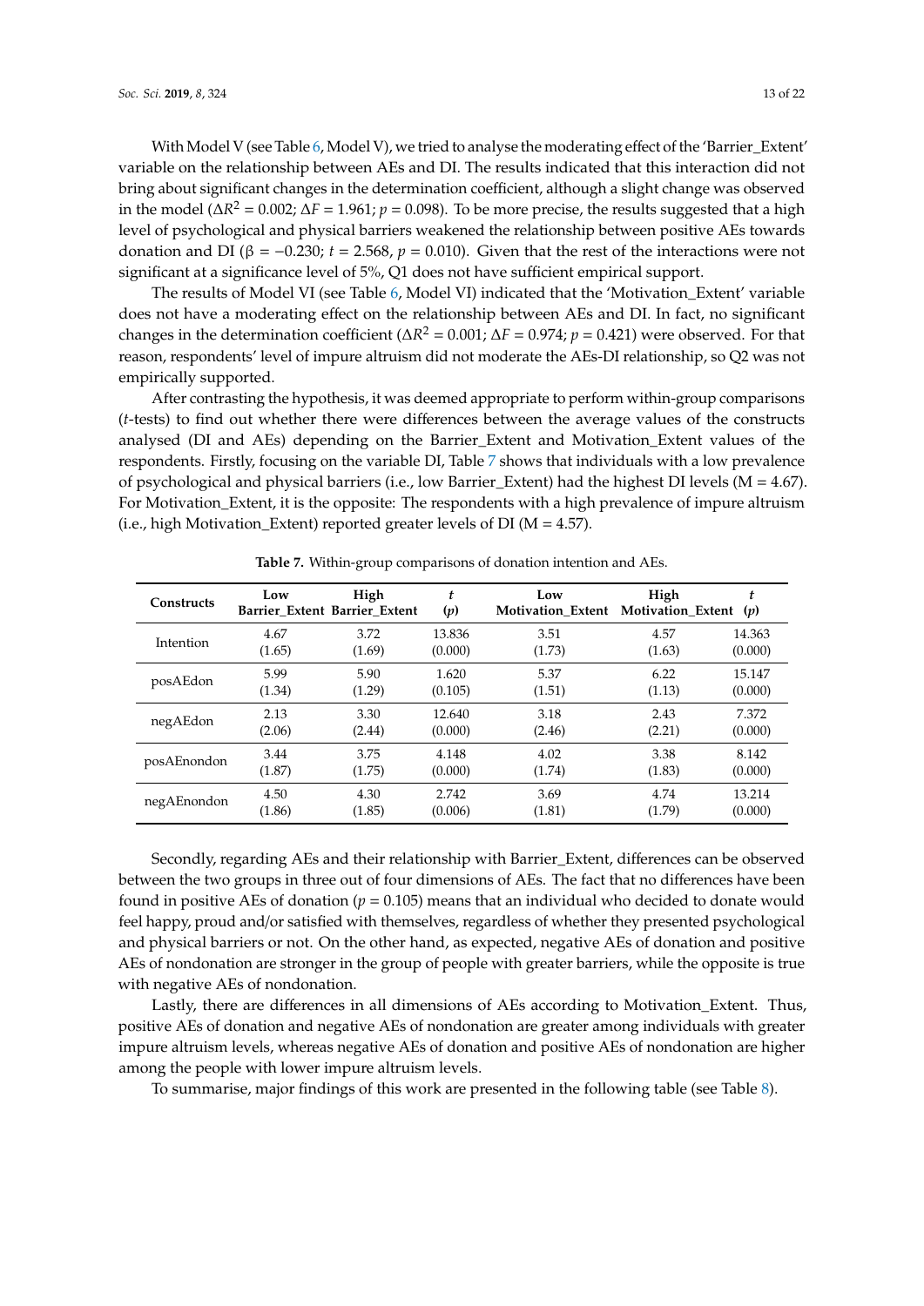With Model V (see Table 6, Model V), we tried to analyse the moderating effect of the 'Barrier_Extent' variable on the relationship between AEs and DI. The results indicated that this interaction did not bring about significant changes in the determination coefficient, although a slight change was observed in the model ($\Delta R^2 = 0.002$; $\Delta F = 1.961$; $p = 0.098$). To be more precise, the results suggested that a high level of psychological and physical barriers weakened the relationship between positive AEs towards donation and DI ($\beta = -0.230$; $t = 2.568$, $p = 0.010$). Given that the rest of the interactions were not significant at a significance level of 5%, Q1 does not have sufficient empirical support.

The results of Model VI (see Table 6, Model VI) indicated that the 'Motivation_Extent' variable does not have a moderating effect on the relationship between AEs and DI. In fact, no significant changes in the determination coefficient ($\Delta R^2 = 0.001$; $\Delta F = 0.974$; $p = 0.421$) were observed. For that reason, respondents' level of impure altruism did not moderate the AEs-DI relationship, so Q2 was not empirically supported.

After contrasting the hypothesis, it was deemed appropriate to perform within-group comparisons (*t*-tests) to find out whether there were differences between the average values of the constructs analysed (DI and AEs) depending on the Barrier_Extent and Motivation_Extent values of the respondents. Firstly, focusing on the variable DI, Table 7 shows that individuals with a low prevalence of psychological and physical barriers (i.e., low Barrier_Extent) had the highest DI levels (M = 4.67). For Motivation_Extent, it is the opposite: The respondents with a high prevalence of impure altruism (i.e., high Motivation_Extent) reported greater levels of DI (M = 4.57).

**Table 7.** Within-group comparisons of donation intention and AEs.

| Constructs | Low Barrier_Extent | High Barrier_Extent | *t* (*p*) | Low Motivation_Extent | High Motivation_Extent | *t* (*p*) |
|---|---|---|---|---|---|---|
| Intention | 4.67 (1.65) | 3.72 (1.69) | 13.836 (0.000) | 3.51 (1.73) | 4.57 (1.63) | 14.363 (0.000) |
| posAEdon | 5.99 (1.34) | 5.90 (1.29) | 1.620 (0.105) | 5.37 (1.51) | 6.22 (1.13) | 15.147 (0.000) |
| negAEdon | 2.13 (2.06) | 3.30 (2.44) | 12.640 (0.000) | 3.18 (2.46) | 2.43 (2.21) | 7.372 (0.000) |
| posAEnondon | 3.44 (1.87) | 3.75 (1.75) | 4.148 (0.000) | 4.02 (1.74) | 3.38 (1.83) | 8.142 (0.000) |
| negAEnondon | 4.50 (1.86) | 4.30 (1.85) | 2.742 (0.006) | 3.69 (1.81) | 4.74 (1.79) | 13.214 (0.000) |

Secondly, regarding AEs and their relationship with Barrier_Extent, differences can be observed between the two groups in three out of four dimensions of AEs. The fact that no differences have been found in positive AEs of donation ($p = 0.105$) means that an individual who decided to donate would feel happy, proud and/or satisfied with themselves, regardless of whether they presented psychological and physical barriers or not. On the other hand, as expected, negative AEs of donation and positive AEs of nondonation are stronger in the group of people with greater barriers, while the opposite is true with negative AEs of nondonation.

Lastly, there are differences in all dimensions of AEs according to Motivation_Extent. Thus, positive AEs of donation and negative AEs of nondonation are greater among individuals with greater impure altruism levels, whereas negative AEs of donation and positive AEs of nondonation are higher among the people with lower impure altruism levels.

To summarise, major findings of this work are presented in the following table (see Table 8).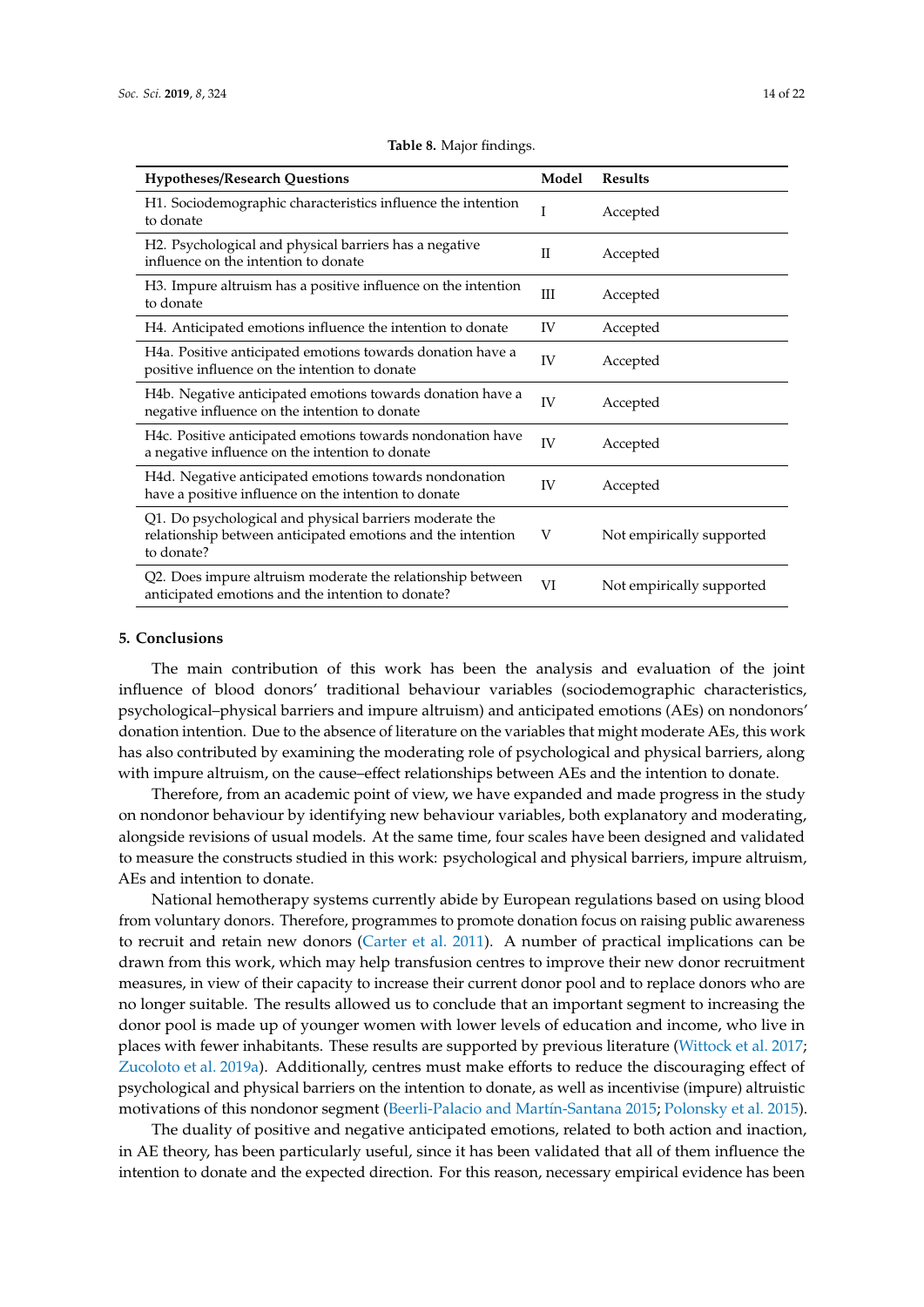**Table 8.** Major findings.

| Hypotheses/Research Questions | Model | Results |
|---|---|---|
| H1. Sociodemographic characteristics influence the intention to donate | I | Accepted |
| H2. Psychological and physical barriers has a negative influence on the intention to donate | II | Accepted |
| H3. Impure altruism has a positive influence on the intention to donate | III | Accepted |
| H4. Anticipated emotions influence the intention to donate | IV | Accepted |
| H4a. Positive anticipated emotions towards donation have a positive influence on the intention to donate | IV | Accepted |
| H4b. Negative anticipated emotions towards donation have a negative influence on the intention to donate | IV | Accepted |
| H4c. Positive anticipated emotions towards nondonation have a negative influence on the intention to donate | IV | Accepted |
| H4d. Negative anticipated emotions towards nondonation have a positive influence on the intention to donate | IV | Accepted |
| Q1. Do psychological and physical barriers moderate the relationship between anticipated emotions and the intention to donate? | V | Not empirically supported |
| Q2. Does impure altruism moderate the relationship between anticipated emotions and the intention to donate? | VI | Not empirically supported |

## 5. Conclusions

The main contribution of this work has been the analysis and evaluation of the joint influence of blood donors' traditional behaviour variables (sociodemographic characteristics, psychological–physical barriers and impure altruism) and anticipated emotions (AEs) on nondonors' donation intention. Due to the absence of literature on the variables that might moderate AEs, this work has also contributed by examining the moderating role of psychological and physical barriers, along with impure altruism, on the cause–effect relationships between AEs and the intention to donate.

Therefore, from an academic point of view, we have expanded and made progress in the study on nondonor behaviour by identifying new behaviour variables, both explanatory and moderating, alongside revisions of usual models. At the same time, four scales have been designed and validated to measure the constructs studied in this work: psychological and physical barriers, impure altruism, AEs and intention to donate.

National hemotherapy systems currently abide by European regulations based on using blood from voluntary donors. Therefore, programmes to promote donation focus on raising public awareness to recruit and retain new donors (Carter et al. 2011). A number of practical implications can be drawn from this work, which may help transfusion centres to improve their new donor recruitment measures, in view of their capacity to increase their current donor pool and to replace donors who are no longer suitable. The results allowed us to conclude that an important segment to increasing the donor pool is made up of younger women with lower levels of education and income, who live in places with fewer inhabitants. These results are supported by previous literature (Wittock et al. 2017; Zucoloto et al. 2019a). Additionally, centres must make efforts to reduce the discouraging effect of psychological and physical barriers on the intention to donate, as well as incentivise (impure) altruistic motivations of this nondonor segment (Beerli-Palacio and Martín-Santana 2015; Polonsky et al. 2015).

The duality of positive and negative anticipated emotions, related to both action and inaction, in AE theory, has been particularly useful, since it has been validated that all of them influence the intention to donate and the expected direction. For this reason, necessary empirical evidence has been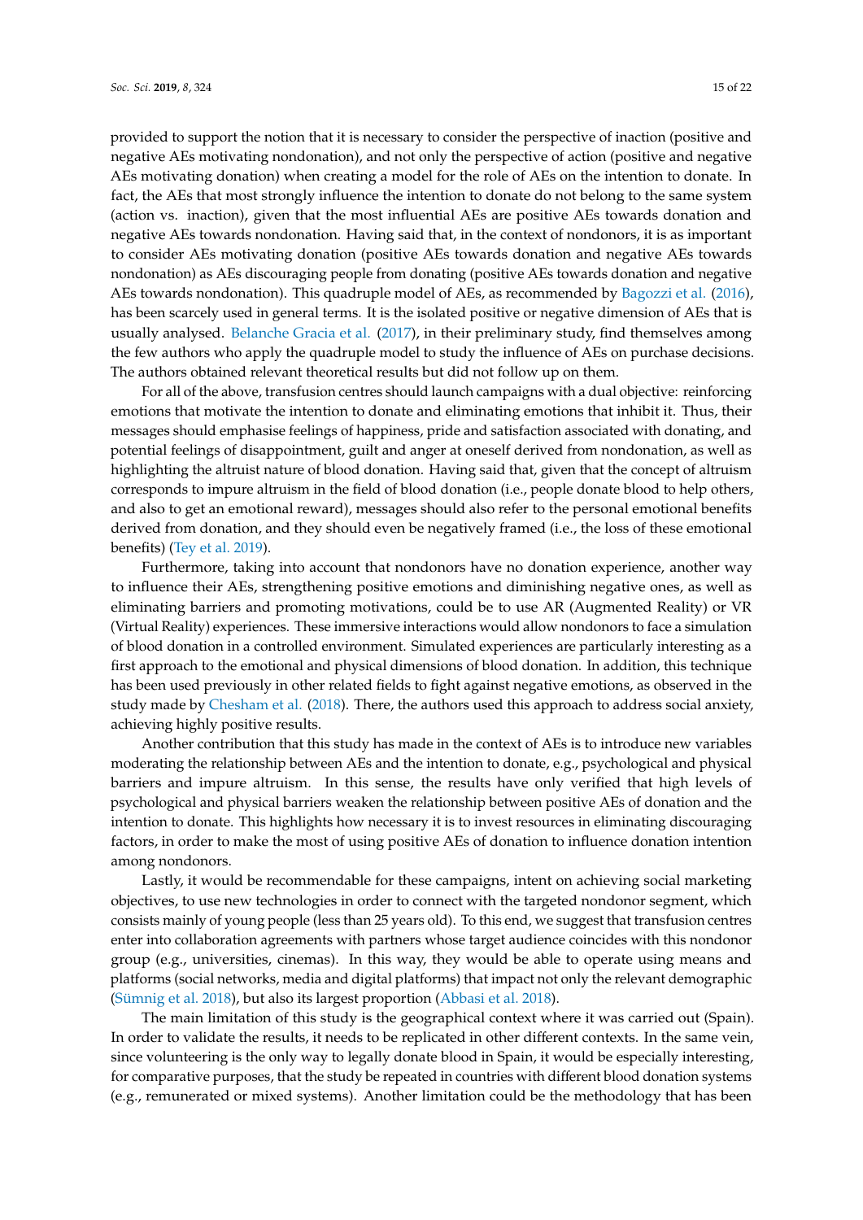provided to support the notion that it is necessary to consider the perspective of inaction (positive and negative AEs motivating nondonation), and not only the perspective of action (positive and negative AEs motivating donation) when creating a model for the role of AEs on the intention to donate. In fact, the AEs that most strongly influence the intention to donate do not belong to the same system (action vs. inaction), given that the most influential AEs are positive AEs towards donation and negative AEs towards nondonation. Having said that, in the context of nondonors, it is as important to consider AEs motivating donation (positive AEs towards donation and negative AEs towards nondonation) as AEs discouraging people from donating (positive AEs towards donation and negative AEs towards nondonation). This quadruple model of AEs, as recommended by Bagozzi et al. (2016), has been scarcely used in general terms. It is the isolated positive or negative dimension of AEs that is usually analysed. Belanche Gracia et al. (2017), in their preliminary study, find themselves among the few authors who apply the quadruple model to study the influence of AEs on purchase decisions. The authors obtained relevant theoretical results but did not follow up on them.

For all of the above, transfusion centres should launch campaigns with a dual objective: reinforcing emotions that motivate the intention to donate and eliminating emotions that inhibit it. Thus, their messages should emphasise feelings of happiness, pride and satisfaction associated with donating, and potential feelings of disappointment, guilt and anger at oneself derived from nondonation, as well as highlighting the altruist nature of blood donation. Having said that, given that the concept of altruism corresponds to impure altruism in the field of blood donation (i.e., people donate blood to help others, and also to get an emotional reward), messages should also refer to the personal emotional benefits derived from donation, and they should even be negatively framed (i.e., the loss of these emotional benefits) (Tey et al. 2019).

Furthermore, taking into account that nondonors have no donation experience, another way to influence their AEs, strengthening positive emotions and diminishing negative ones, as well as eliminating barriers and promoting motivations, could be to use AR (Augmented Reality) or VR (Virtual Reality) experiences. These immersive interactions would allow nondonors to face a simulation of blood donation in a controlled environment. Simulated experiences are particularly interesting as a first approach to the emotional and physical dimensions of blood donation. In addition, this technique has been used previously in other related fields to fight against negative emotions, as observed in the study made by Chesham et al. (2018). There, the authors used this approach to address social anxiety, achieving highly positive results.

Another contribution that this study has made in the context of AEs is to introduce new variables moderating the relationship between AEs and the intention to donate, e.g., psychological and physical barriers and impure altruism. In this sense, the results have only verified that high levels of psychological and physical barriers weaken the relationship between positive AEs of donation and the intention to donate. This highlights how necessary it is to invest resources in eliminating discouraging factors, in order to make the most of using positive AEs of donation to influence donation intention among nondonors.

Lastly, it would be recommendable for these campaigns, intent on achieving social marketing objectives, to use new technologies in order to connect with the targeted nondonor segment, which consists mainly of young people (less than 25 years old). To this end, we suggest that transfusion centres enter into collaboration agreements with partners whose target audience coincides with this nondonor group (e.g., universities, cinemas). In this way, they would be able to operate using means and platforms (social networks, media and digital platforms) that impact not only the relevant demographic (Sümnig et al. 2018), but also its largest proportion (Abbasi et al. 2018).

The main limitation of this study is the geographical context where it was carried out (Spain). In order to validate the results, it needs to be replicated in other different contexts. In the same vein, since volunteering is the only way to legally donate blood in Spain, it would be especially interesting, for comparative purposes, that the study be repeated in countries with different blood donation systems (e.g., remunerated or mixed systems). Another limitation could be the methodology that has been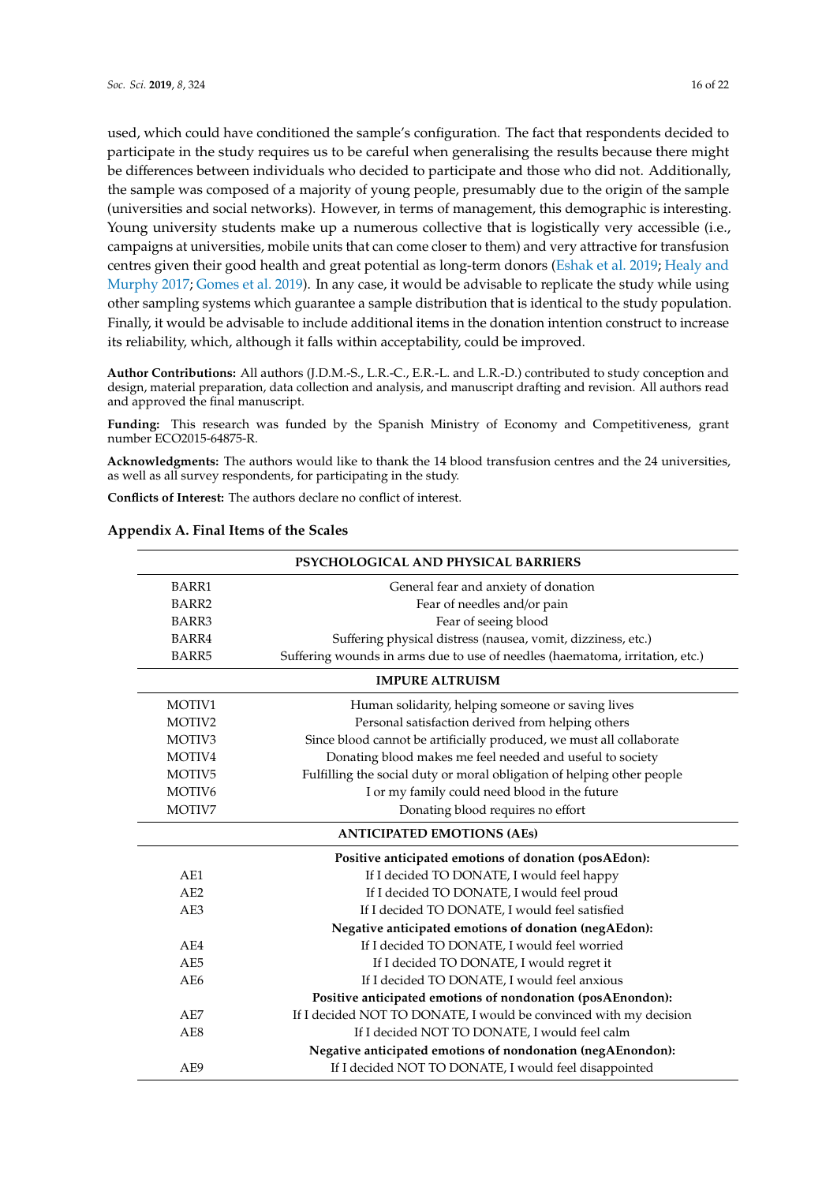used, which could have conditioned the sample's configuration. The fact that respondents decided to participate in the study requires us to be careful when generalising the results because there might be differences between individuals who decided to participate and those who did not. Additionally, the sample was composed of a majority of young people, presumably due to the origin of the sample (universities and social networks). However, in terms of management, this demographic is interesting. Young university students make up a numerous collective that is logistically very accessible (i.e., campaigns at universities, mobile units that can come closer to them) and very attractive for transfusion centres given their good health and great potential as long-term donors (Eshak et al. 2019; Healy and Murphy 2017; Gomes et al. 2019). In any case, it would be advisable to replicate the study while using other sampling systems which guarantee a sample distribution that is identical to the study population. Finally, it would be advisable to include additional items in the donation intention construct to increase its reliability, which, although it falls within acceptability, could be improved.

**Author Contributions:** All authors (J.D.M.-S., L.R.-C., E.R.-L. and L.R.-D.) contributed to study conception and design, material preparation, data collection and analysis, and manuscript drafting and revision. All authors read and approved the final manuscript.

**Funding:** This research was funded by the Spanish Ministry of Economy and Competitiveness, grant number ECO2015-64875-R.

**Acknowledgments:** The authors would like to thank the 14 blood transfusion centres and the 24 universities, as well as all survey respondents, for participating in the study.

**Conflicts of Interest:** The authors declare no conflict of interest.

## Appendix A. Final Items of the Scales

| | **PSYCHOLOGICAL AND PHYSICAL BARRIERS** |
|---|---|
| BARR1 | General fear and anxiety of donation |
| BARR2 | Fear of needles and/or pain |
| BARR3 | Fear of seeing blood |
| BARR4 | Suffering physical distress (nausea, vomit, dizziness, etc.) |
| BARR5 | Suffering wounds in arms due to use of needles (haematoma, irritation, etc.) |
| | **IMPURE ALTRUISM** |
| MOTIV1 | Human solidarity, helping someone or saving lives |
| MOTIV2 | Personal satisfaction derived from helping others |
| MOTIV3 | Since blood cannot be artificially produced, we must all collaborate |
| MOTIV4 | Donating blood makes me feel needed and useful to society |
| MOTIV5 | Fulfilling the social duty or moral obligation of helping other people |
| MOTIV6 | I or my family could need blood in the future |
| MOTIV7 | Donating blood requires no effort |
| | **ANTICIPATED EMOTIONS (AEs)** |
| | **Positive anticipated emotions of donation (posAEdon):** |
| AE1 | If I decided TO DONATE, I would feel happy |
| AE2 | If I decided TO DONATE, I would feel proud |
| AE3 | If I decided TO DONATE, I would feel satisfied |
| | **Negative anticipated emotions of donation (negAEdon):** |
| AE4 | If I decided TO DONATE, I would feel worried |
| AE5 | If I decided TO DONATE, I would regret it |
| AE6 | If I decided TO DONATE, I would feel anxious |
| | **Positive anticipated emotions of nondonation (posAEnondon):** |
| AE7 | If I decided NOT TO DONATE, I would be convinced with my decision |
| AE8 | If I decided NOT TO DONATE, I would feel calm |
| | **Negative anticipated emotions of nondonation (negAEnondon):** |
| AE9 | If I decided NOT TO DONATE, I would feel disappointed |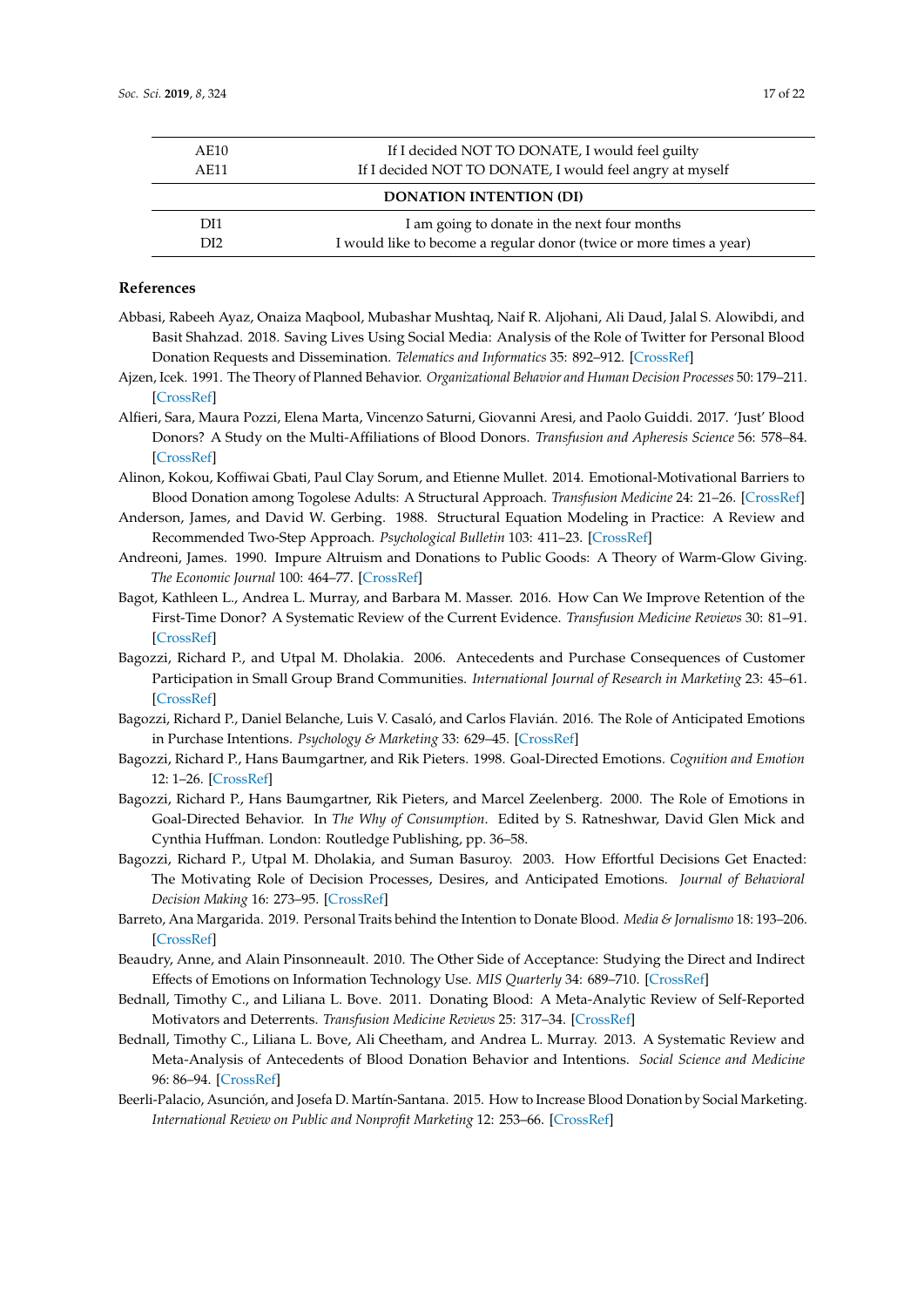| | |
|---|---|
| AE10 | If I decided NOT TO DONATE, I would feel guilty |
| AE11 | If I decided NOT TO DONATE, I would feel angry at myself |
| **DONATION INTENTION (DI)** | |
| DI1 | I am going to donate in the next four months |
| DI2 | I would like to become a regular donor (twice or more times a year) |

## References

Abbasi, Rabeeh Ayaz, Onaiza Maqbool, Mubashar Mushtaq, Naif R. Aljohani, Ali Daud, Jalal S. Alowibdi, and Basit Shahzad. 2018. Saving Lives Using Social Media: Analysis of the Role of Twitter for Personal Blood Donation Requests and Dissemination. *Telematics and Informatics* 35: 892–912. [CrossRef]

Ajzen, Icek. 1991. The Theory of Planned Behavior. *Organizational Behavior and Human Decision Processes* 50: 179–211. [CrossRef]

Alfieri, Sara, Maura Pozzi, Elena Marta, Vincenzo Saturni, Giovanni Aresi, and Paolo Guiddi. 2017. 'Just' Blood Donors? A Study on the Multi-Affiliations of Blood Donors. *Transfusion and Apheresis Science* 56: 578–84. [CrossRef]

Alinon, Kokou, Koffiwai Gbati, Paul Clay Sorum, and Etienne Mullet. 2014. Emotional-Motivational Barriers to Blood Donation among Togolese Adults: A Structural Approach. *Transfusion Medicine* 24: 21–26. [CrossRef]

Anderson, James, and David W. Gerbing. 1988. Structural Equation Modeling in Practice: A Review and Recommended Two-Step Approach. *Psychological Bulletin* 103: 411–23. [CrossRef]

Andreoni, James. 1990. Impure Altruism and Donations to Public Goods: A Theory of Warm-Glow Giving. *The Economic Journal* 100: 464–77. [CrossRef]

Bagot, Kathleen L., Andrea L. Murray, and Barbara M. Masser. 2016. How Can We Improve Retention of the First-Time Donor? A Systematic Review of the Current Evidence. *Transfusion Medicine Reviews* 30: 81–91. [CrossRef]

Bagozzi, Richard P., and Utpal M. Dholakia. 2006. Antecedents and Purchase Consequences of Customer Participation in Small Group Brand Communities. *International Journal of Research in Marketing* 23: 45–61. [CrossRef]

Bagozzi, Richard P., Daniel Belanche, Luis V. Casaló, and Carlos Flavián. 2016. The Role of Anticipated Emotions in Purchase Intentions. *Psychology & Marketing* 33: 629–45. [CrossRef]

Bagozzi, Richard P., Hans Baumgartner, and Rik Pieters. 1998. Goal-Directed Emotions. *Cognition and Emotion* 12: 1–26. [CrossRef]

Bagozzi, Richard P., Hans Baumgartner, Rik Pieters, and Marcel Zeelenberg. 2000. The Role of Emotions in Goal-Directed Behavior. In *The Why of Consumption*. Edited by S. Ratneshwar, David Glen Mick and Cynthia Huffman. London: Routledge Publishing, pp. 36–58.

Bagozzi, Richard P., Utpal M. Dholakia, and Suman Basuroy. 2003. How Effortful Decisions Get Enacted: The Motivating Role of Decision Processes, Desires, and Anticipated Emotions. *Journal of Behavioral Decision Making* 16: 273–95. [CrossRef]

Barreto, Ana Margarida. 2019. Personal Traits behind the Intention to Donate Blood. *Media & Jornalismo* 18: 193–206. [CrossRef]

Beaudry, Anne, and Alain Pinsonneault. 2010. The Other Side of Acceptance: Studying the Direct and Indirect Effects of Emotions on Information Technology Use. *MIS Quarterly* 34: 689–710. [CrossRef]

Bednall, Timothy C., and Liliana L. Bove. 2011. Donating Blood: A Meta-Analytic Review of Self-Reported Motivators and Deterrents. *Transfusion Medicine Reviews* 25: 317–34. [CrossRef]

Bednall, Timothy C., Liliana L. Bove, Ali Cheetham, and Andrea L. Murray. 2013. A Systematic Review and Meta-Analysis of Antecedents of Blood Donation Behavior and Intentions. *Social Science and Medicine* 96: 86–94. [CrossRef]

Beerli-Palacio, Asunción, and Josefa D. Martín-Santana. 2015. How to Increase Blood Donation by Social Marketing. *International Review on Public and Nonprofit Marketing* 12: 253–66. [CrossRef]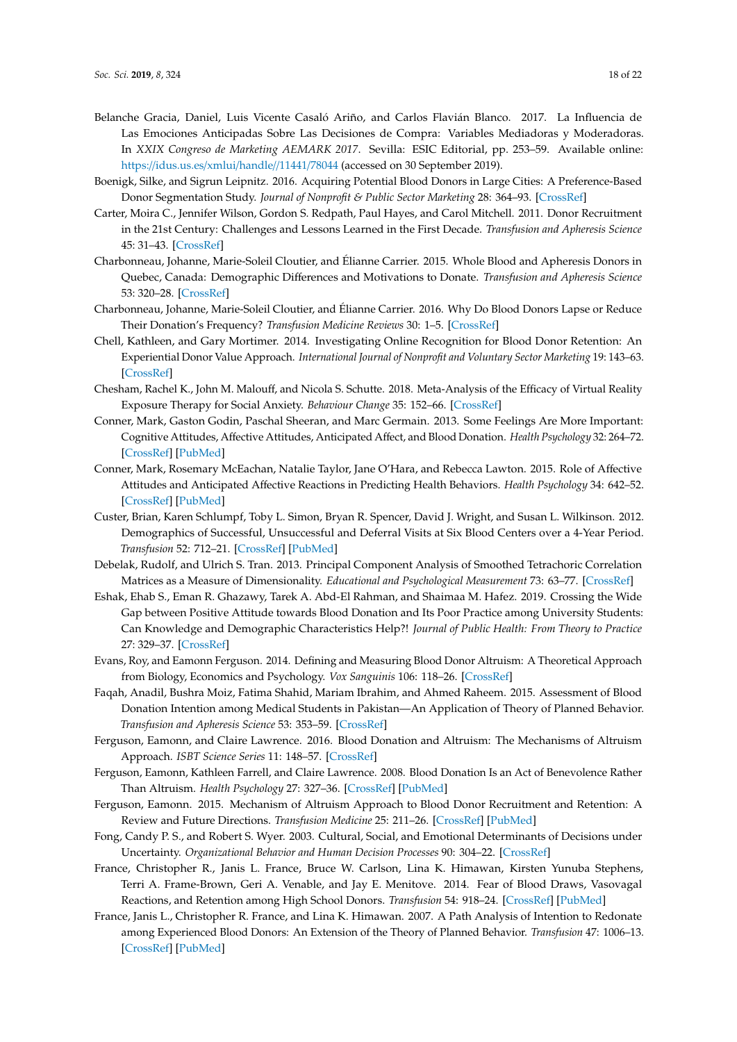Belanche Gracia, Daniel, Luis Vicente Casaló Ariño, and Carlos Flavián Blanco. 2017. La Influencia de Las Emociones Anticipadas Sobre Las Decisiones de Compra: Variables Mediadoras y Moderadoras. In *XXIX Congreso de Marketing AEMARK 2017*. Sevilla: ESIC Editorial, pp. 253–59. Available online: https://idus.us.es/xmlui/handle//11441/78044 (accessed on 30 September 2019).

Boenigk, Silke, and Sigrun Leipnitz. 2016. Acquiring Potential Blood Donors in Large Cities: A Preference-Based Donor Segmentation Study. *Journal of Nonprofit & Public Sector Marketing* 28: 364–93. [CrossRef]

Carter, Moira C., Jennifer Wilson, Gordon S. Redpath, Paul Hayes, and Carol Mitchell. 2011. Donor Recruitment in the 21st Century: Challenges and Lessons Learned in the First Decade. *Transfusion and Apheresis Science* 45: 31–43. [CrossRef]

Charbonneau, Johanne, Marie-Soleil Cloutier, and Élianne Carrier. 2015. Whole Blood and Apheresis Donors in Quebec, Canada: Demographic Differences and Motivations to Donate. *Transfusion and Apheresis Science* 53: 320–28. [CrossRef]

Charbonneau, Johanne, Marie-Soleil Cloutier, and Élianne Carrier. 2016. Why Do Blood Donors Lapse or Reduce Their Donation's Frequency? *Transfusion Medicine Reviews* 30: 1–5. [CrossRef]

Chell, Kathleen, and Gary Mortimer. 2014. Investigating Online Recognition for Blood Donor Retention: An Experiential Donor Value Approach. *International Journal of Nonprofit and Voluntary Sector Marketing* 19: 143–63. [CrossRef]

Chesham, Rachel K., John M. Malouff, and Nicola S. Schutte. 2018. Meta-Analysis of the Efficacy of Virtual Reality Exposure Therapy for Social Anxiety. *Behaviour Change* 35: 152–66. [CrossRef]

Conner, Mark, Gaston Godin, Paschal Sheeran, and Marc Germain. 2013. Some Feelings Are More Important: Cognitive Attitudes, Affective Attitudes, Anticipated Affect, and Blood Donation. *Health Psychology* 32: 264–72. [CrossRef] [PubMed]

Conner, Mark, Rosemary McEachan, Natalie Taylor, Jane O'Hara, and Rebecca Lawton. 2015. Role of Affective Attitudes and Anticipated Affective Reactions in Predicting Health Behaviors. *Health Psychology* 34: 642–52. [CrossRef] [PubMed]

Custer, Brian, Karen Schlumpf, Toby L. Simon, Bryan R. Spencer, David J. Wright, and Susan L. Wilkinson. 2012. Demographics of Successful, Unsuccessful and Deferral Visits at Six Blood Centers over a 4-Year Period. *Transfusion* 52: 712–21. [CrossRef] [PubMed]

Debelak, Rudolf, and Ulrich S. Tran. 2013. Principal Component Analysis of Smoothed Tetrachoric Correlation Matrices as a Measure of Dimensionality. *Educational and Psychological Measurement* 73: 63–77. [CrossRef]

Eshak, Ehab S., Eman R. Ghazawy, Tarek A. Abd-El Rahman, and Shaimaa M. Hafez. 2019. Crossing the Wide Gap between Positive Attitude towards Blood Donation and Its Poor Practice among University Students: Can Knowledge and Demographic Characteristics Help?! *Journal of Public Health: From Theory to Practice* 27: 329–37. [CrossRef]

Evans, Roy, and Eamonn Ferguson. 2014. Defining and Measuring Blood Donor Altruism: A Theoretical Approach from Biology, Economics and Psychology. *Vox Sanguinis* 106: 118–26. [CrossRef]

Faqah, Anadil, Bushra Moiz, Fatima Shahid, Mariam Ibrahim, and Ahmed Raheem. 2015. Assessment of Blood Donation Intention among Medical Students in Pakistan—An Application of Theory of Planned Behavior. *Transfusion and Apheresis Science* 53: 353–59. [CrossRef]

Ferguson, Eamonn, and Claire Lawrence. 2016. Blood Donation and Altruism: The Mechanisms of Altruism Approach. *ISBT Science Series* 11: 148–57. [CrossRef]

Ferguson, Eamonn, Kathleen Farrell, and Claire Lawrence. 2008. Blood Donation Is an Act of Benevolence Rather Than Altruism. *Health Psychology* 27: 327–36. [CrossRef] [PubMed]

Ferguson, Eamonn. 2015. Mechanism of Altruism Approach to Blood Donor Recruitment and Retention: A Review and Future Directions. *Transfusion Medicine* 25: 211–26. [CrossRef] [PubMed]

Fong, Candy P. S., and Robert S. Wyer. 2003. Cultural, Social, and Emotional Determinants of Decisions under Uncertainty. *Organizational Behavior and Human Decision Processes* 90: 304–22. [CrossRef]

France, Christopher R., Janis L. France, Bruce W. Carlson, Lina K. Himawan, Kirsten Yunuba Stephens, Terri A. Frame-Brown, Geri A. Venable, and Jay E. Menitove. 2014. Fear of Blood Draws, Vasovagal Reactions, and Retention among High School Donors. *Transfusion* 54: 918–24. [CrossRef] [PubMed]

France, Janis L., Christopher R. France, and Lina K. Himawan. 2007. A Path Analysis of Intention to Redonate among Experienced Blood Donors: An Extension of the Theory of Planned Behavior. *Transfusion* 47: 1006–13. [CrossRef] [PubMed]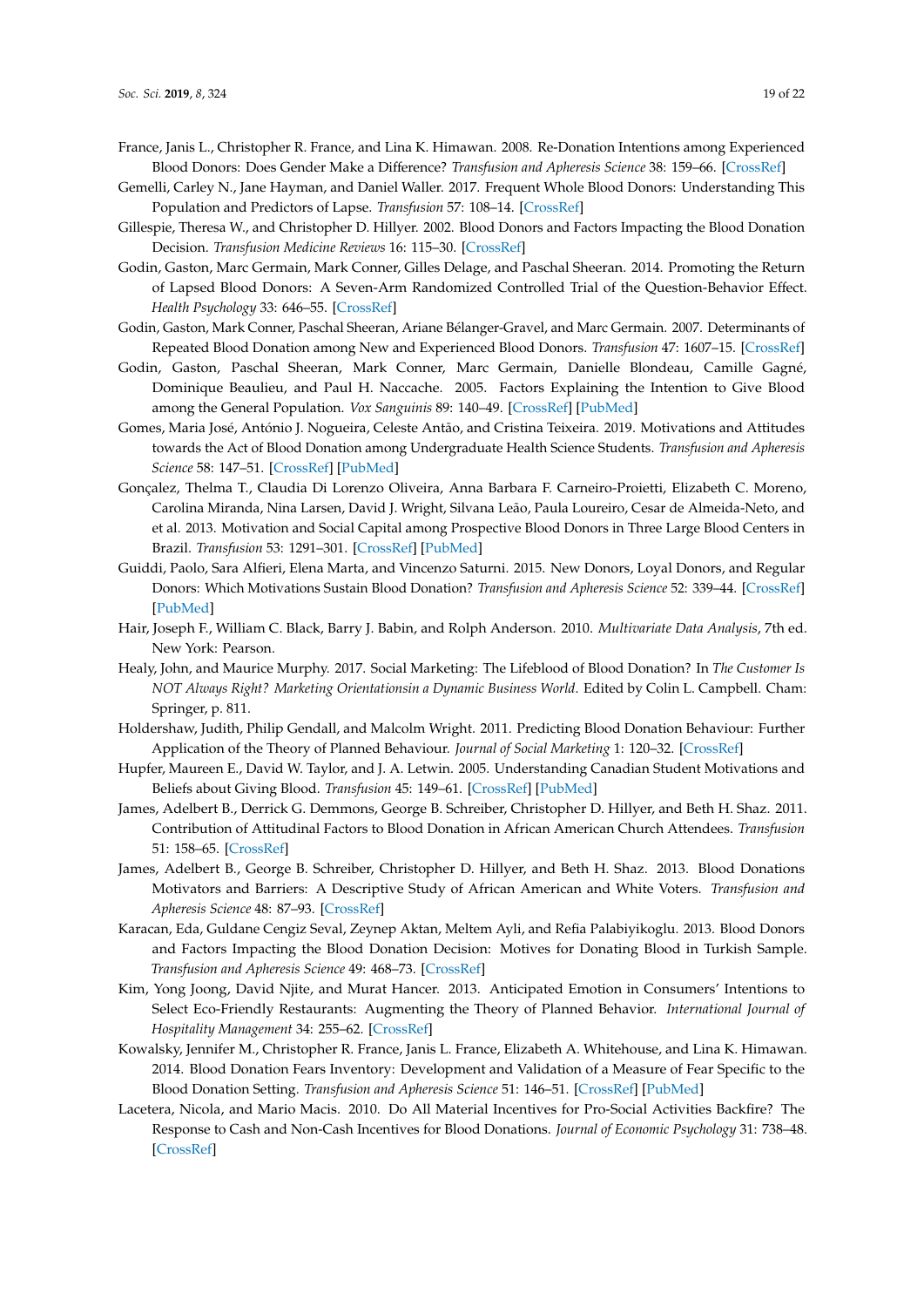France, Janis L., Christopher R. France, and Lina K. Himawan. 2008. Re-Donation Intentions among Experienced Blood Donors: Does Gender Make a Difference? *Transfusion and Apheresis Science* 38: 159–66. [CrossRef]

Gemelli, Carley N., Jane Hayman, and Daniel Waller. 2017. Frequent Whole Blood Donors: Understanding This Population and Predictors of Lapse. *Transfusion* 57: 108–14. [CrossRef]

Gillespie, Theresa W., and Christopher D. Hillyer. 2002. Blood Donors and Factors Impacting the Blood Donation Decision. *Transfusion Medicine Reviews* 16: 115–30. [CrossRef]

Godin, Gaston, Marc Germain, Mark Conner, Gilles Delage, and Paschal Sheeran. 2014. Promoting the Return of Lapsed Blood Donors: A Seven-Arm Randomized Controlled Trial of the Question-Behavior Effect. *Health Psychology* 33: 646–55. [CrossRef]

Godin, Gaston, Mark Conner, Paschal Sheeran, Ariane Bélanger-Gravel, and Marc Germain. 2007. Determinants of Repeated Blood Donation among New and Experienced Blood Donors. *Transfusion* 47: 1607–15. [CrossRef]

Godin, Gaston, Paschal Sheeran, Mark Conner, Marc Germain, Danielle Blondeau, Camille Gagné, Dominique Beaulieu, and Paul H. Naccache. 2005. Factors Explaining the Intention to Give Blood among the General Population. *Vox Sanguinis* 89: 140–49. [CrossRef] [PubMed]

Gomes, Maria José, António J. Nogueira, Celeste Antão, and Cristina Teixeira. 2019. Motivations and Attitudes towards the Act of Blood Donation among Undergraduate Health Science Students. *Transfusion and Apheresis Science* 58: 147–51. [CrossRef] [PubMed]

Gonçalez, Thelma T., Claudia Di Lorenzo Oliveira, Anna Barbara F. Carneiro-Proietti, Elizabeth C. Moreno, Carolina Miranda, Nina Larsen, David J. Wright, Silvana Leão, Paula Loureiro, Cesar de Almeida-Neto, and et al. 2013. Motivation and Social Capital among Prospective Blood Donors in Three Large Blood Centers in Brazil. *Transfusion* 53: 1291–301. [CrossRef] [PubMed]

Guiddi, Paolo, Sara Alfieri, Elena Marta, and Vincenzo Saturni. 2015. New Donors, Loyal Donors, and Regular Donors: Which Motivations Sustain Blood Donation? *Transfusion and Apheresis Science* 52: 339–44. [CrossRef] [PubMed]

Hair, Joseph F., William C. Black, Barry J. Babin, and Rolph Anderson. 2010. *Multivariate Data Analysis*, 7th ed. New York: Pearson.

Healy, John, and Maurice Murphy. 2017. Social Marketing: The Lifeblood of Blood Donation? In *The Customer Is NOT Always Right? Marketing Orientationsin a Dynamic Business World*. Edited by Colin L. Campbell. Cham: Springer, p. 811.

Holdershaw, Judith, Philip Gendall, and Malcolm Wright. 2011. Predicting Blood Donation Behaviour: Further Application of the Theory of Planned Behaviour. *Journal of Social Marketing* 1: 120–32. [CrossRef]

Hupfer, Maureen E., David W. Taylor, and J. A. Letwin. 2005. Understanding Canadian Student Motivations and Beliefs about Giving Blood. *Transfusion* 45: 149–61. [CrossRef] [PubMed]

James, Adelbert B., Derrick G. Demmons, George B. Schreiber, Christopher D. Hillyer, and Beth H. Shaz. 2011. Contribution of Attitudinal Factors to Blood Donation in African American Church Attendees. *Transfusion* 51: 158–65. [CrossRef]

James, Adelbert B., George B. Schreiber, Christopher D. Hillyer, and Beth H. Shaz. 2013. Blood Donations Motivators and Barriers: A Descriptive Study of African American and White Voters. *Transfusion and Apheresis Science* 48: 87–93. [CrossRef]

Karacan, Eda, Guldane Cengiz Seval, Zeynep Aktan, Meltem Ayli, and Refia Palabiyikoglu. 2013. Blood Donors and Factors Impacting the Blood Donation Decision: Motives for Donating Blood in Turkish Sample. *Transfusion and Apheresis Science* 49: 468–73. [CrossRef]

Kim, Yong Joong, David Njite, and Murat Hancer. 2013. Anticipated Emotion in Consumers' Intentions to Select Eco-Friendly Restaurants: Augmenting the Theory of Planned Behavior. *International Journal of Hospitality Management* 34: 255–62. [CrossRef]

Kowalsky, Jennifer M., Christopher R. France, Janis L. France, Elizabeth A. Whitehouse, and Lina K. Himawan. 2014. Blood Donation Fears Inventory: Development and Validation of a Measure of Fear Specific to the Blood Donation Setting. *Transfusion and Apheresis Science* 51: 146–51. [CrossRef] [PubMed]

Lacetera, Nicola, and Mario Macis. 2010. Do All Material Incentives for Pro-Social Activities Backfire? The Response to Cash and Non-Cash Incentives for Blood Donations. *Journal of Economic Psychology* 31: 738–48. [CrossRef]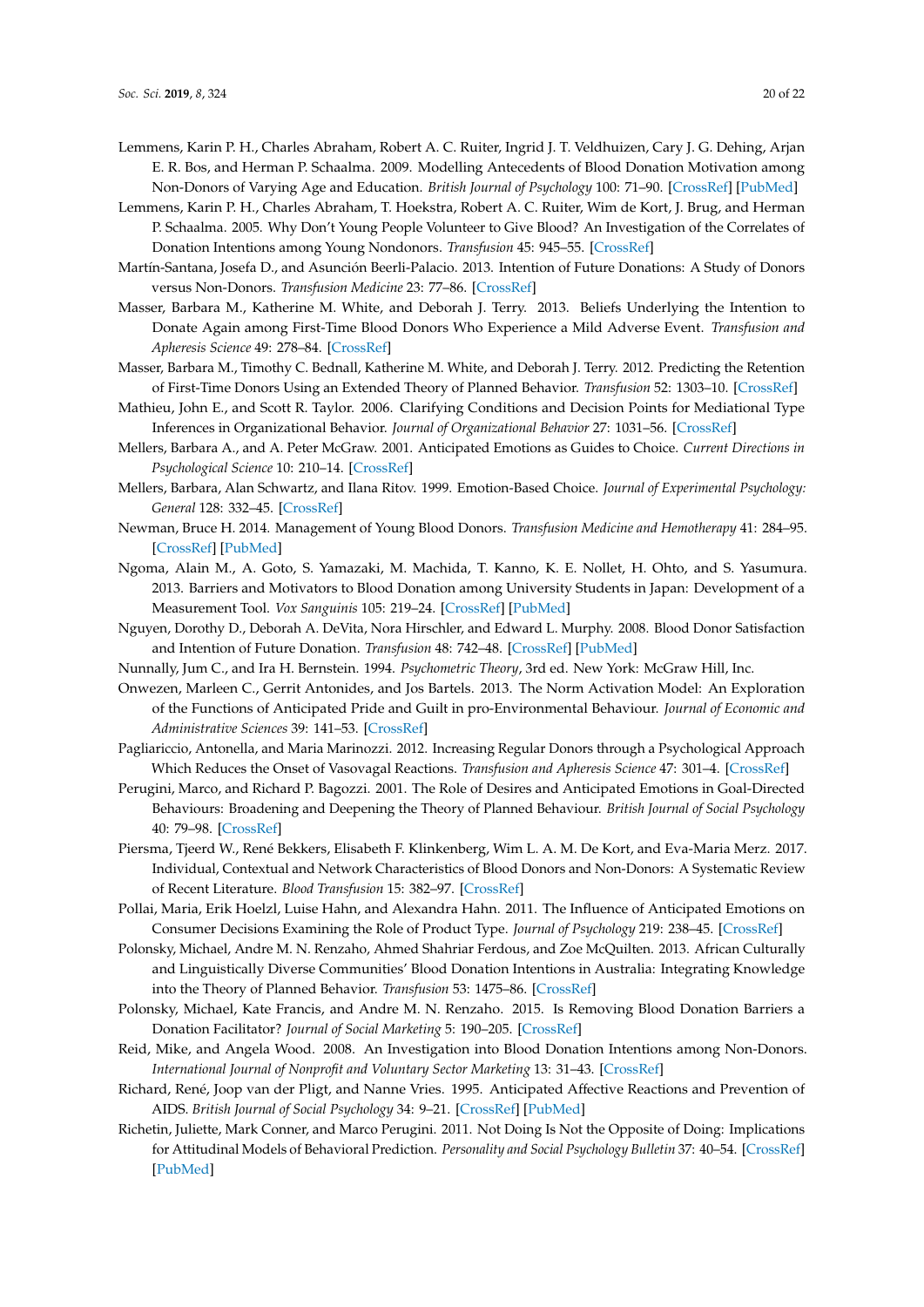Lemmens, Karin P. H., Charles Abraham, Robert A. C. Ruiter, Ingrid J. T. Veldhuizen, Cary J. G. Dehing, Arjan E. R. Bos, and Herman P. Schaalma. 2009. Modelling Antecedents of Blood Donation Motivation among Non-Donors of Varying Age and Education. *British Journal of Psychology* 100: 71–90. [CrossRef] [PubMed]

Lemmens, Karin P. H., Charles Abraham, T. Hoekstra, Robert A. C. Ruiter, Wim de Kort, J. Brug, and Herman P. Schaalma. 2005. Why Don't Young People Volunteer to Give Blood? An Investigation of the Correlates of Donation Intentions among Young Nondonors. *Transfusion* 45: 945–55. [CrossRef]

Martín-Santana, Josefa D., and Asunción Beerli-Palacio. 2013. Intention of Future Donations: A Study of Donors versus Non-Donors. *Transfusion Medicine* 23: 77–86. [CrossRef]

Masser, Barbara M., Katherine M. White, and Deborah J. Terry. 2013. Beliefs Underlying the Intention to Donate Again among First-Time Blood Donors Who Experience a Mild Adverse Event. *Transfusion and Apheresis Science* 49: 278–84. [CrossRef]

Masser, Barbara M., Timothy C. Bednall, Katherine M. White, and Deborah J. Terry. 2012. Predicting the Retention of First-Time Donors Using an Extended Theory of Planned Behavior. *Transfusion* 52: 1303–10. [CrossRef]

Mathieu, John E., and Scott R. Taylor. 2006. Clarifying Conditions and Decision Points for Mediational Type Inferences in Organizational Behavior. *Journal of Organizational Behavior* 27: 1031–56. [CrossRef]

Mellers, Barbara A., and A. Peter McGraw. 2001. Anticipated Emotions as Guides to Choice. *Current Directions in Psychological Science* 10: 210–14. [CrossRef]

Mellers, Barbara, Alan Schwartz, and Ilana Ritov. 1999. Emotion-Based Choice. *Journal of Experimental Psychology: General* 128: 332–45. [CrossRef]

Newman, Bruce H. 2014. Management of Young Blood Donors. *Transfusion Medicine and Hemotherapy* 41: 284–95. [CrossRef] [PubMed]

Ngoma, Alain M., A. Goto, S. Yamazaki, M. Machida, T. Kanno, K. E. Nollet, H. Ohto, and S. Yasumura. 2013. Barriers and Motivators to Blood Donation among University Students in Japan: Development of a Measurement Tool. *Vox Sanguinis* 105: 219–24. [CrossRef] [PubMed]

Nguyen, Dorothy D., Deborah A. DeVita, Nora Hirschler, and Edward L. Murphy. 2008. Blood Donor Satisfaction and Intention of Future Donation. *Transfusion* 48: 742–48. [CrossRef] [PubMed]

Nunnally, Jum C., and Ira H. Bernstein. 1994. *Psychometric Theory*, 3rd ed. New York: McGraw Hill, Inc.

Onwezen, Marleen C., Gerrit Antonides, and Jos Bartels. 2013. The Norm Activation Model: An Exploration of the Functions of Anticipated Pride and Guilt in pro-Environmental Behaviour. *Journal of Economic and Administrative Sciences* 39: 141–53. [CrossRef]

Pagliariccio, Antonella, and Maria Marinozzi. 2012. Increasing Regular Donors through a Psychological Approach Which Reduces the Onset of Vasovagal Reactions. *Transfusion and Apheresis Science* 47: 301–4. [CrossRef]

Perugini, Marco, and Richard P. Bagozzi. 2001. The Role of Desires and Anticipated Emotions in Goal-Directed Behaviours: Broadening and Deepening the Theory of Planned Behaviour. *British Journal of Social Psychology* 40: 79–98. [CrossRef]

Piersma, Tjeerd W., René Bekkers, Elisabeth F. Klinkenberg, Wim L. A. M. De Kort, and Eva-Maria Merz. 2017. Individual, Contextual and Network Characteristics of Blood Donors and Non-Donors: A Systematic Review of Recent Literature. *Blood Transfusion* 15: 382–97. [CrossRef]

Pollai, Maria, Erik Hoelzl, Luise Hahn, and Alexandra Hahn. 2011. The Influence of Anticipated Emotions on Consumer Decisions Examining the Role of Product Type. *Journal of Psychology* 219: 238–45. [CrossRef]

Polonsky, Michael, Andre M. N. Renzaho, Ahmed Shahriar Ferdous, and Zoe McQuilten. 2013. African Culturally and Linguistically Diverse Communities' Blood Donation Intentions in Australia: Integrating Knowledge into the Theory of Planned Behavior. *Transfusion* 53: 1475–86. [CrossRef]

Polonsky, Michael, Kate Francis, and Andre M. N. Renzaho. 2015. Is Removing Blood Donation Barriers a Donation Facilitator? *Journal of Social Marketing* 5: 190–205. [CrossRef]

Reid, Mike, and Angela Wood. 2008. An Investigation into Blood Donation Intentions among Non-Donors. *International Journal of Nonprofit and Voluntary Sector Marketing* 13: 31–43. [CrossRef]

Richard, René, Joop van der Pligt, and Nanne Vries. 1995. Anticipated Affective Reactions and Prevention of AIDS. *British Journal of Social Psychology* 34: 9–21. [CrossRef] [PubMed]

Richetin, Juliette, Mark Conner, and Marco Perugini. 2011. Not Doing Is Not the Opposite of Doing: Implications for Attitudinal Models of Behavioral Prediction. *Personality and Social Psychology Bulletin* 37: 40–54. [CrossRef] [PubMed]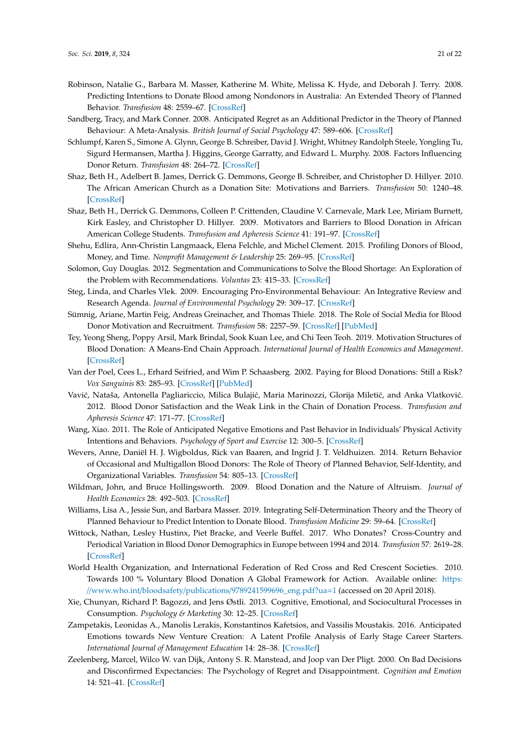Robinson, Natalie G., Barbara M. Masser, Katherine M. White, Melissa K. Hyde, and Deborah J. Terry. 2008. Predicting Intentions to Donate Blood among Nondonors in Australia: An Extended Theory of Planned Behavior. *Transfusion* 48: 2559–67. [CrossRef]

Sandberg, Tracy, and Mark Conner. 2008. Anticipated Regret as an Additional Predictor in the Theory of Planned Behaviour: A Meta-Analysis. *British Journal of Social Psychology* 47: 589–606. [CrossRef]

Schlumpf, Karen S., Simone A. Glynn, George B. Schreiber, David J. Wright, Whitney Randolph Steele, Yongling Tu, Sigurd Hermansen, Martha J. Higgins, George Garratty, and Edward L. Murphy. 2008. Factors Influencing Donor Return. *Transfusion* 48: 264–72. [CrossRef]

Shaz, Beth H., Adelbert B. James, Derrick G. Demmons, George B. Schreiber, and Christopher D. Hillyer. 2010. The African American Church as a Donation Site: Motivations and Barriers. *Transfusion* 50: 1240–48. [CrossRef]

Shaz, Beth H., Derrick G. Demmons, Colleen P. Crittenden, Claudine V. Carnevale, Mark Lee, Miriam Burnett, Kirk Easley, and Christopher D. Hillyer. 2009. Motivators and Barriers to Blood Donation in African American College Students. *Transfusion and Apheresis Science* 41: 191–97. [CrossRef]

Shehu, Edlira, Ann-Christin Langmaack, Elena Felchle, and Michel Clement. 2015. Profiling Donors of Blood, Money, and Time. *Nonprofit Management & Leadership* 25: 269–95. [CrossRef]

Solomon, Guy Douglas. 2012. Segmentation and Communications to Solve the Blood Shortage: An Exploration of the Problem with Recommendations. *Voluntas* 23: 415–33. [CrossRef]

Steg, Linda, and Charles Vlek. 2009. Encouraging Pro-Environmental Behaviour: An Integrative Review and Research Agenda. *Journal of Environmental Psychology* 29: 309–17. [CrossRef]

Sümnig, Ariane, Martin Feig, Andreas Greinacher, and Thomas Thiele. 2018. The Role of Social Media for Blood Donor Motivation and Recruitment. *Transfusion* 58: 2257–59. [CrossRef] [PubMed]

Tey, Yeong Sheng, Poppy Arsil, Mark Brindal, Sook Kuan Lee, and Chi Teen Teoh. 2019. Motivation Structures of Blood Donation: A Means-End Chain Approach. *International Journal of Health Economics and Management*. [CrossRef]

Van der Poel, Cees L., Erhard Seifried, and Wim P. Schaasberg. 2002. Paying for Blood Donations: Still a Risk? *Vox Sanguinis* 83: 285–93. [CrossRef] [PubMed]

Vavić, Nataša, Antonella Pagliariccio, Milica Bulajić, Maria Marinozzi, Glorija Miletić, and Anka Vlatković. 2012. Blood Donor Satisfaction and the Weak Link in the Chain of Donation Process. *Transfusion and Apheresis Science* 47: 171–77. [CrossRef]

Wang, Xiao. 2011. The Role of Anticipated Negative Emotions and Past Behavior in Individuals' Physical Activity Intentions and Behaviors. *Psychology of Sport and Exercise* 12: 300–5. [CrossRef]

Wevers, Anne, Daniël H. J. Wigboldus, Rick van Baaren, and Ingrid J. T. Veldhuizen. 2014. Return Behavior of Occasional and Multigallon Blood Donors: The Role of Theory of Planned Behavior, Self-Identity, and Organizational Variables. *Transfusion* 54: 805–13. [CrossRef]

Wildman, John, and Bruce Hollingsworth. 2009. Blood Donation and the Nature of Altruism. *Journal of Health Economics* 28: 492–503. [CrossRef]

Williams, Lisa A., Jessie Sun, and Barbara Masser. 2019. Integrating Self-Determination Theory and the Theory of Planned Behaviour to Predict Intention to Donate Blood. *Transfusion Medicine* 29: 59–64. [CrossRef]

Wittock, Nathan, Lesley Hustinx, Piet Bracke, and Veerle Buffel. 2017. Who Donates? Cross-Country and Periodical Variation in Blood Donor Demographics in Europe between 1994 and 2014. *Transfusion* 57: 2619–28. [CrossRef]

World Health Organization, and International Federation of Red Cross and Red Crescent Societies. 2010. Towards 100 % Voluntary Blood Donation A Global Framework for Action. Available online: https://www.who.int/bloodsafety/publications/9789241599696_eng.pdf?ua=1 (accessed on 20 April 2018).

Xie, Chunyan, Richard P. Bagozzi, and Jens Østli. 2013. Cognitive, Emotional, and Sociocultural Processes in Consumption. *Psychology & Marketing* 30: 12–25. [CrossRef]

Zampetakis, Leonidas A., Manolis Lerakis, Konstantinos Kafetsios, and Vassilis Moustakis. 2016. Anticipated Emotions towards New Venture Creation: A Latent Profile Analysis of Early Stage Career Starters. *International Journal of Management Education* 14: 28–38. [CrossRef]

Zeelenberg, Marcel, Wilco W. van Dijk, Antony S. R. Manstead, and Joop van Der Pligt. 2000. On Bad Decisions and Disconfirmed Expectancies: The Psychology of Regret and Disappointment. *Cognition and Emotion* 14: 521–41. [CrossRef]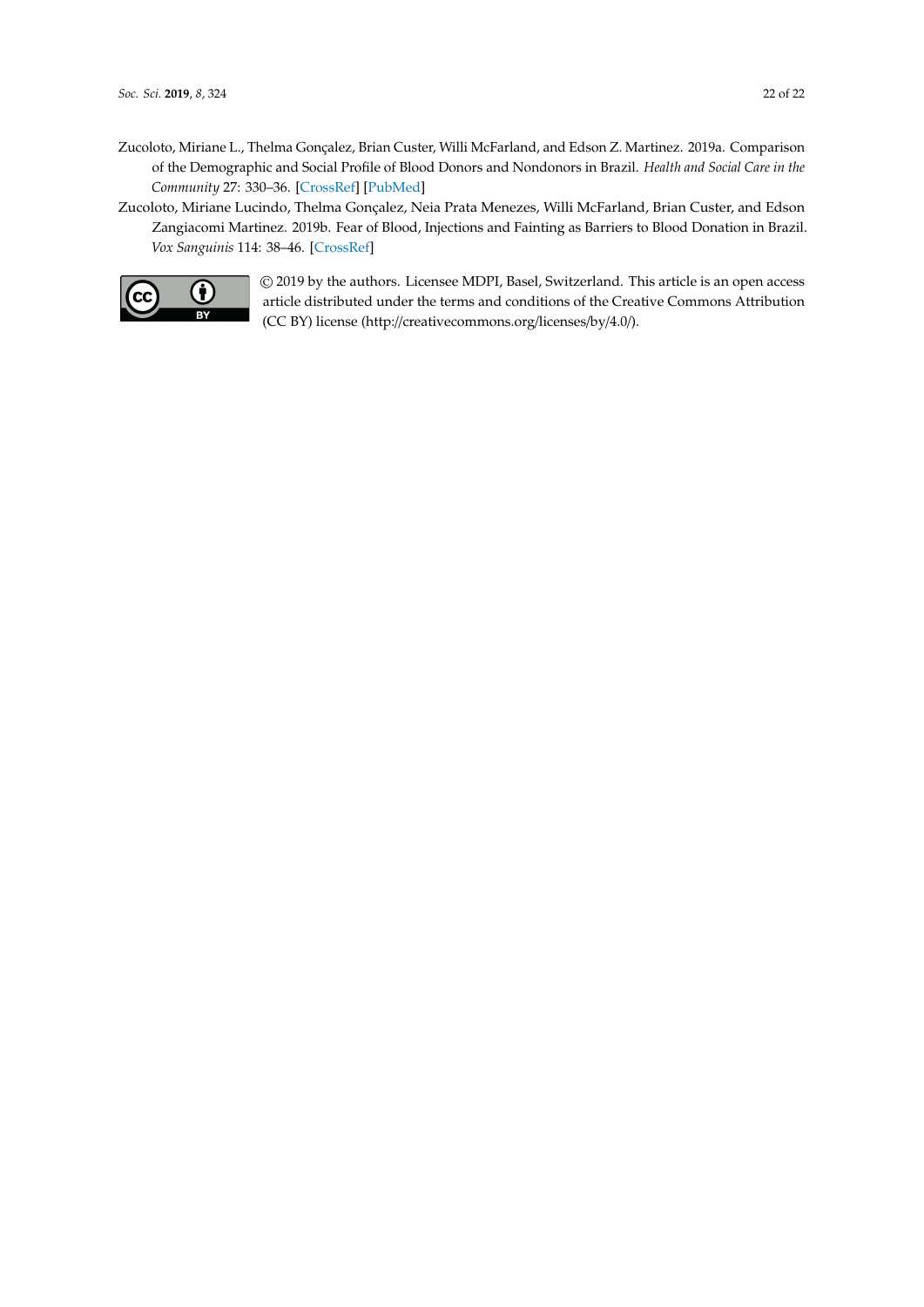Zucoloto, Miriane L., Thelma Gonçalez, Brian Custer, Willi McFarland, and Edson Z. Martinez. 2019a. Comparison of the Demographic and Social Profile of Blood Donors and Nondonors in Brazil. *Health and Social Care in the Community* 27: 330–36. [CrossRef] [PubMed]

Zucoloto, Miriane Lucindo, Thelma Gonçalez, Neia Prata Menezes, Willi McFarland, Brian Custer, and Edson Zangiacomi Martinez. 2019b. Fear of Blood, Injections and Fainting as Barriers to Blood Donation in Brazil. *Vox Sanguinis* 114: 38–46. [CrossRef]

© 2019 by the authors. Licensee MDPI, Basel, Switzerland. This article is an open access article distributed under the terms and conditions of the Creative Commons Attribution (CC BY) license (http://creativecommons.org/licenses/by/4.0/).